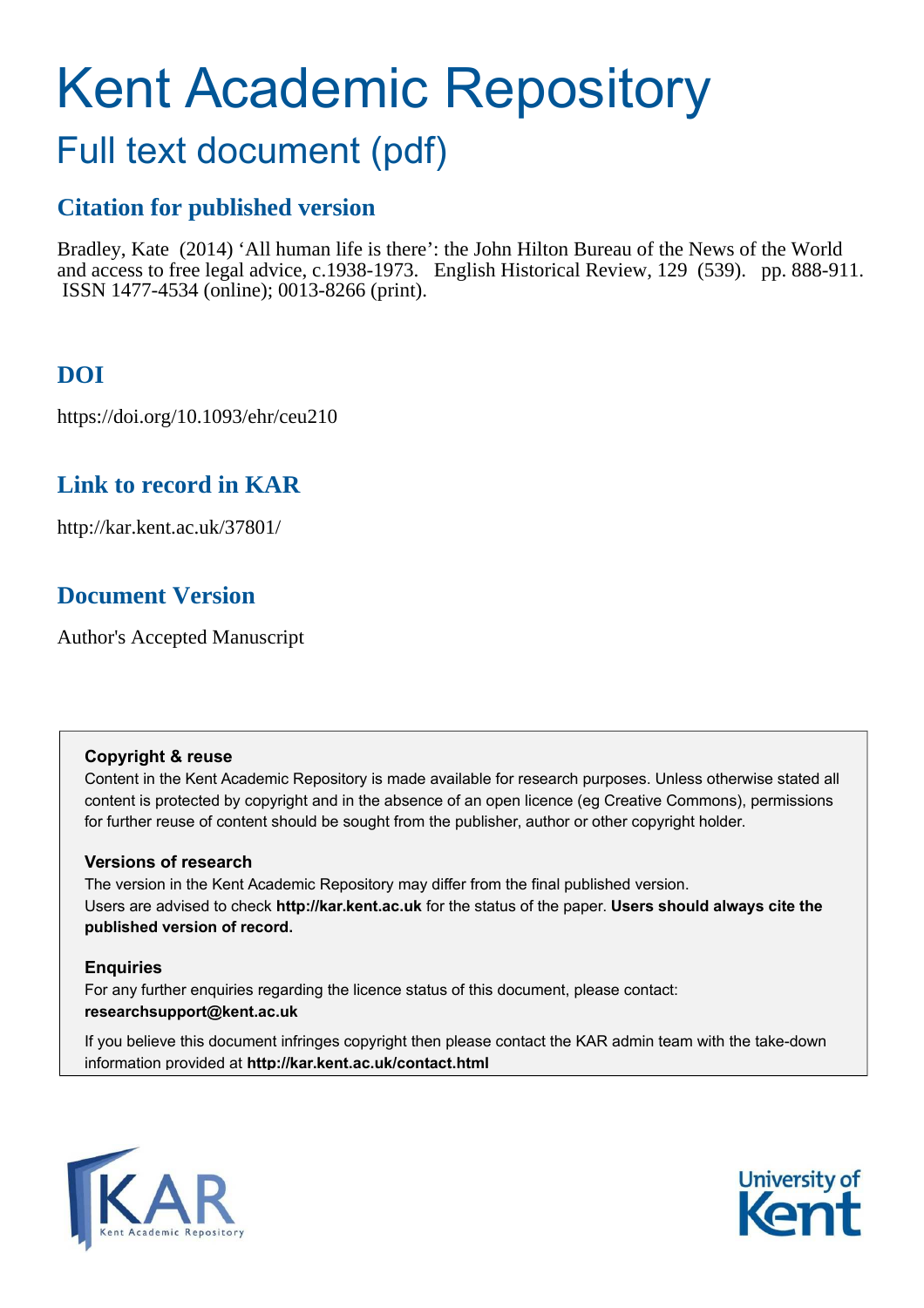# Kent Academic Repository

## Full text document (pdf)

### Citation for published version

Bradley, Kate (2014) 'All human life is there': the John Hilton Bureau of the News of the World and access to free legal advice, c.1938-1973. English Historical Review, 129 (539). pp. 888-911. ISSN 1477-4534 (online); 0013-8266 (print).

### DOI

https://doi.org/10.1093/ehr/ceu210

### Link to record in KAR

http://kar.kent.ac.uk/37801/

### Document Version

Author's Accepted Manuscript

**Copyright & reuse**
Content in the Kent Academic Repository is made available for research purposes. Unless otherwise stated all content is protected by copyright and in the absence of an open licence (eg Creative Commons), permissions for further reuse of content should be sought from the publisher, author or other copyright holder.

**Versions of research**
The version in the Kent Academic Repository may differ from the final published version.
Users are advised to check **http://kar.kent.ac.uk** for the status of the paper. **Users should always cite the published version of record.**

**Enquiries**
For any further enquiries regarding the licence status of this document, please contact:
**researchsupport@kent.ac.uk**

If you believe this document infringes copyright then please contact the KAR admin team with the take-down information provided at **http://kar.kent.ac.uk/contact.html**

KAR Kent Academic Repository

University of Kent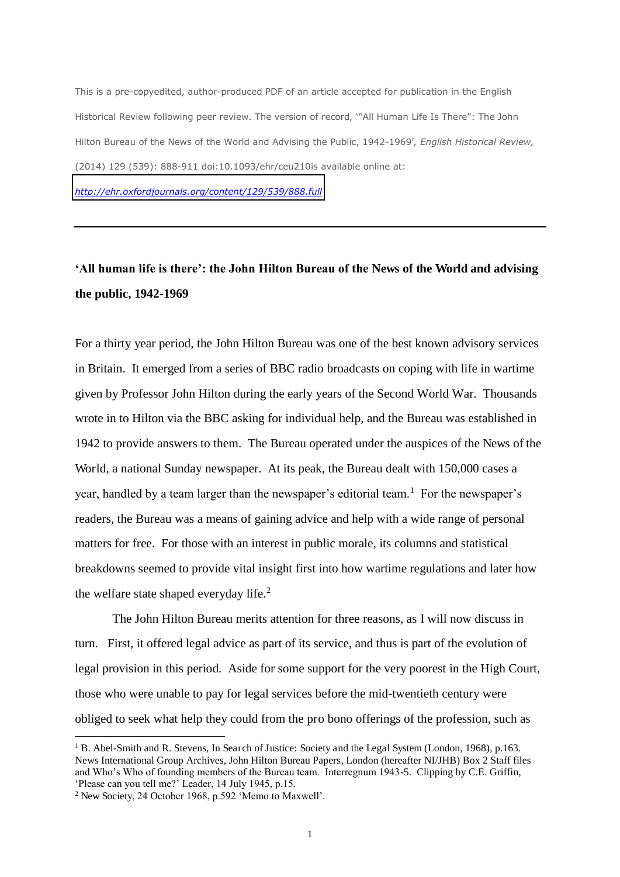This is a pre-copyedited, author-produced PDF of an article accepted for publication in the English Historical Review following peer review. The version of record, '"All Human Life Is There": The John Hilton Bureau of the News of the World and Advising the Public, 1942-1969', *English Historical Review,* (2014) 129 (539): 888-911 doi:10.1093/ehr/ceu210is available online at: *http://ehr.oxfordjournals.org/content/129/539/888.full*

---

**'All human life is there': the John Hilton Bureau of the News of the World and advising the public, 1942-1969**

For a thirty year period, the John Hilton Bureau was one of the best known advisory services in Britain. It emerged from a series of BBC radio broadcasts on coping with life in wartime given by Professor John Hilton during the early years of the Second World War. Thousands wrote in to Hilton via the BBC asking for individual help, and the Bureau was established in 1942 to provide answers to them. The Bureau operated under the auspices of the News of the World, a national Sunday newspaper. At its peak, the Bureau dealt with 150,000 cases a year, handled by a team larger than the newspaper's editorial team.[1] For the newspaper's readers, the Bureau was a means of gaining advice and help with a wide range of personal matters for free. For those with an interest in public morale, its columns and statistical breakdowns seemed to provide vital insight first into how wartime regulations and later how the welfare state shaped everyday life.[2]

The John Hilton Bureau merits attention for three reasons, as I will now discuss in turn. First, it offered legal advice as part of its service, and thus is part of the evolution of legal provision in this period. Aside for some support for the very poorest in the High Court, those who were unable to pay for legal services before the mid-twentieth century were obliged to seek what help they could from the pro bono offerings of the profession, such as

[1] B. Abel-Smith and R. Stevens, In Search of Justice: Society and the Legal System (London, 1968), p.163. News International Group Archives, John Hilton Bureau Papers, London (hereafter NI/JHB) Box 2 Staff files and Who's Who of founding members of the Bureau team. Interregnum 1943-5. Clipping by C.E. Griffin, 'Please can you tell me?' Leader, 14 July 1945, p.15.

[2] New Society, 24 October 1968, p.592 'Memo to Maxwell'.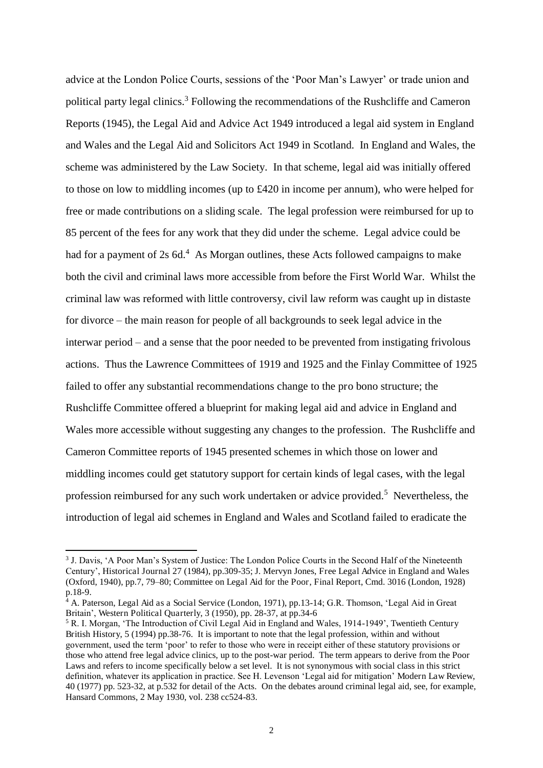advice at the London Police Courts, sessions of the 'Poor Man's Lawyer' or trade union and political party legal clinics.[3] Following the recommendations of the Rushcliffe and Cameron Reports (1945), the Legal Aid and Advice Act 1949 introduced a legal aid system in England and Wales and the Legal Aid and Solicitors Act 1949 in Scotland. In England and Wales, the scheme was administered by the Law Society. In that scheme, legal aid was initially offered to those on low to middling incomes (up to £420 in income per annum), who were helped for free or made contributions on a sliding scale. The legal profession were reimbursed for up to 85 percent of the fees for any work that they did under the scheme. Legal advice could be had for a payment of 2s 6d.[4] As Morgan outlines, these Acts followed campaigns to make both the civil and criminal laws more accessible from before the First World War. Whilst the criminal law was reformed with little controversy, civil law reform was caught up in distaste for divorce – the main reason for people of all backgrounds to seek legal advice in the interwar period – and a sense that the poor needed to be prevented from instigating frivolous actions. Thus the Lawrence Committees of 1919 and 1925 and the Finlay Committee of 1925 failed to offer any substantial recommendations change to the pro bono structure; the Rushcliffe Committee offered a blueprint for making legal aid and advice in England and Wales more accessible without suggesting any changes to the profession. The Rushcliffe and Cameron Committee reports of 1945 presented schemes in which those on lower and middling incomes could get statutory support for certain kinds of legal cases, with the legal profession reimbursed for any such work undertaken or advice provided.[5] Nevertheless, the introduction of legal aid schemes in England and Wales and Scotland failed to eradicate the

[3] J. Davis, 'A Poor Man's System of Justice: The London Police Courts in the Second Half of the Nineteenth Century', Historical Journal 27 (1984), pp.309-35; J. Mervyn Jones, Free Legal Advice in England and Wales (Oxford, 1940), pp.7, 79–80; Committee on Legal Aid for the Poor, Final Report, Cmd. 3016 (London, 1928) p.18-9.

[4] A. Paterson, Legal Aid as a Social Service (London, 1971), pp.13-14; G.R. Thomson, 'Legal Aid in Great Britain', Western Political Quarterly, 3 (1950), pp. 28-37, at pp.34-6

[5] R. I. Morgan, 'The Introduction of Civil Legal Aid in England and Wales, 1914-1949', Twentieth Century British History, 5 (1994) pp.38-76. It is important to note that the legal profession, within and without government, used the term 'poor' to refer to those who were in receipt either of these statutory provisions or those who attend free legal advice clinics, up to the post-war period. The term appears to derive from the Poor Laws and refers to income specifically below a set level. It is not synonymous with social class in this strict definition, whatever its application in practice. See H. Levenson 'Legal aid for mitigation' Modern Law Review, 40 (1977) pp. 523-32, at p.532 for detail of the Acts. On the debates around criminal legal aid, see, for example, Hansard Commons, 2 May 1930, vol. 238 cc524-83.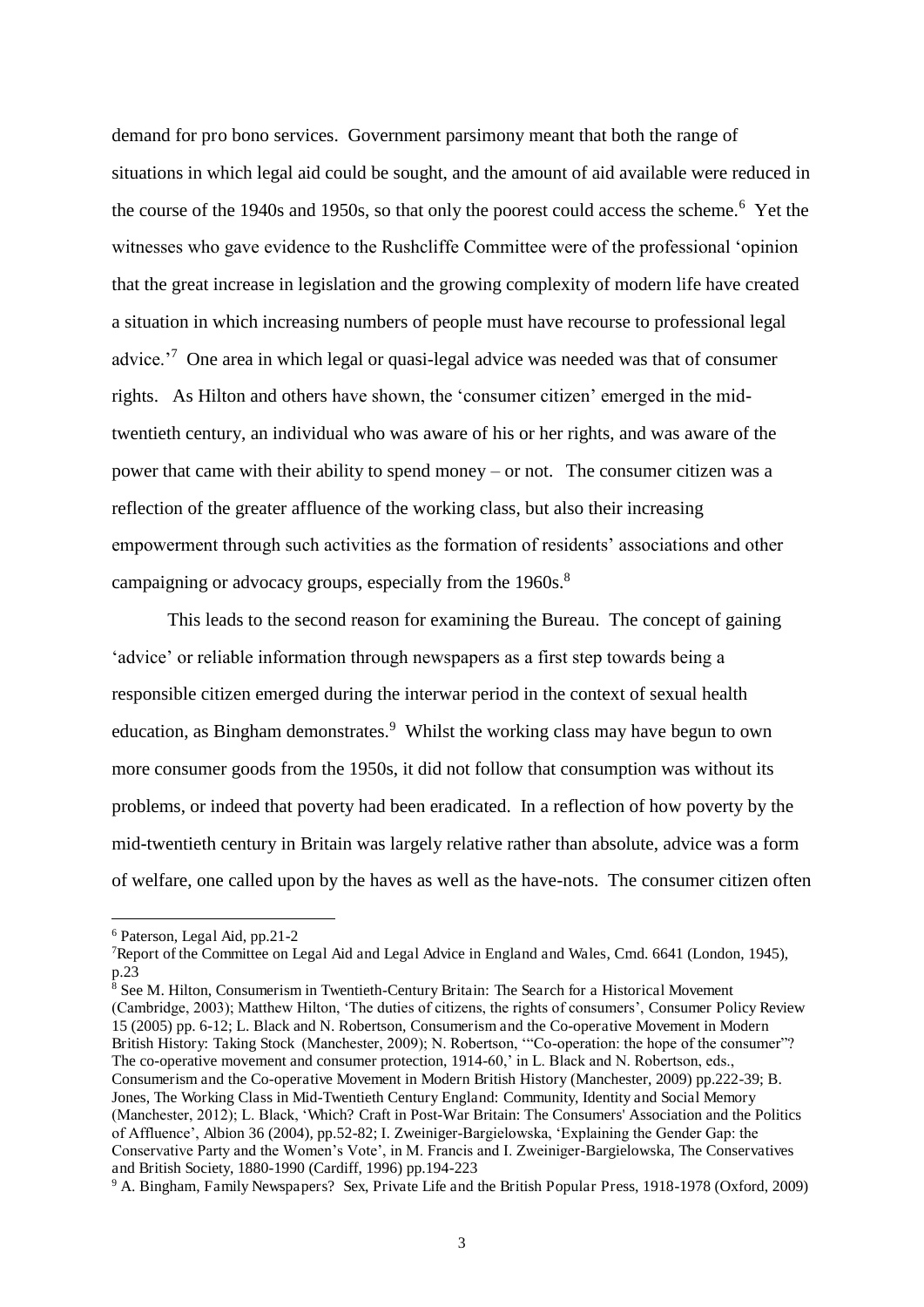demand for pro bono services. Government parsimony meant that both the range of situations in which legal aid could be sought, and the amount of aid available were reduced in the course of the 1940s and 1950s, so that only the poorest could access the scheme.[6] Yet the witnesses who gave evidence to the Rushcliffe Committee were of the professional 'opinion that the great increase in legislation and the growing complexity of modern life have created a situation in which increasing numbers of people must have recourse to professional legal advice.'[7] One area in which legal or quasi-legal advice was needed was that of consumer rights. As Hilton and others have shown, the 'consumer citizen' emerged in the mid-twentieth century, an individual who was aware of his or her rights, and was aware of the power that came with their ability to spend money – or not. The consumer citizen was a reflection of the greater affluence of the working class, but also their increasing empowerment through such activities as the formation of residents' associations and other campaigning or advocacy groups, especially from the 1960s.[8]

This leads to the second reason for examining the Bureau. The concept of gaining 'advice' or reliable information through newspapers as a first step towards being a responsible citizen emerged during the interwar period in the context of sexual health education, as Bingham demonstrates.[9] Whilst the working class may have begun to own more consumer goods from the 1950s, it did not follow that consumption was without its problems, or indeed that poverty had been eradicated. In a reflection of how poverty by the mid-twentieth century in Britain was largely relative rather than absolute, advice was a form of welfare, one called upon by the haves as well as the have-nots. The consumer citizen often

---

[6] Paterson, Legal Aid, pp.21-2

[7] Report of the Committee on Legal Aid and Legal Advice in England and Wales, Cmd. 6641 (London, 1945), p.23

[8] See M. Hilton, Consumerism in Twentieth-Century Britain: The Search for a Historical Movement (Cambridge, 2003); Matthew Hilton, 'The duties of citizens, the rights of consumers', Consumer Policy Review 15 (2005) pp. 6-12; L. Black and N. Robertson, Consumerism and the Co-operative Movement in Modern British History: Taking Stock (Manchester, 2009); N. Robertson, '"Co-operation: the hope of the consumer"? The co-operative movement and consumer protection, 1914-60,' in L. Black and N. Robertson, eds., Consumerism and the Co-operative Movement in Modern British History (Manchester, 2009) pp.222-39; B. Jones, The Working Class in Mid-Twentieth Century England: Community, Identity and Social Memory (Manchester, 2012); L. Black, 'Which? Craft in Post-War Britain: The Consumers' Association and the Politics of Affluence', Albion 36 (2004), pp.52-82; I. Zweiniger-Bargielowska, 'Explaining the Gender Gap: the Conservative Party and the Women's Vote', in M. Francis and I. Zweiniger-Bargielowska, The Conservatives and British Society, 1880-1990 (Cardiff, 1996) pp.194-223

[9] A. Bingham, Family Newspapers? Sex, Private Life and the British Popular Press, 1918-1978 (Oxford, 2009)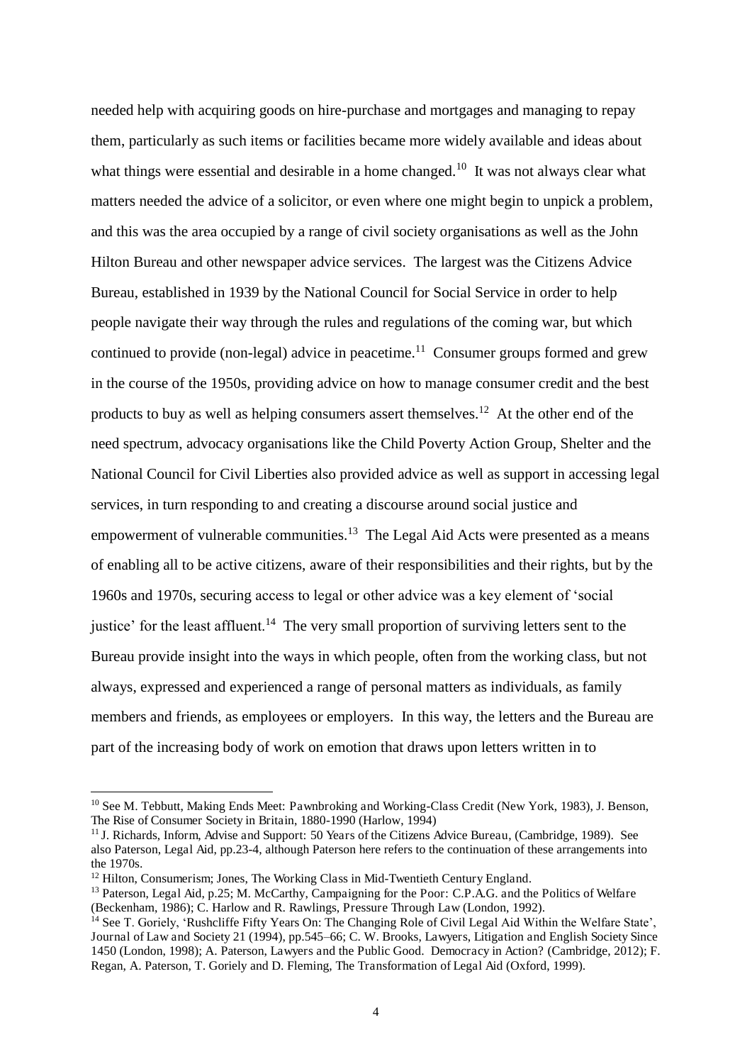needed help with acquiring goods on hire-purchase and mortgages and managing to repay them, particularly as such items or facilities became more widely available and ideas about what things were essential and desirable in a home changed.[10] It was not always clear what matters needed the advice of a solicitor, or even where one might begin to unpick a problem, and this was the area occupied by a range of civil society organisations as well as the John Hilton Bureau and other newspaper advice services. The largest was the Citizens Advice Bureau, established in 1939 by the National Council for Social Service in order to help people navigate their way through the rules and regulations of the coming war, but which continued to provide (non-legal) advice in peacetime.[11] Consumer groups formed and grew in the course of the 1950s, providing advice on how to manage consumer credit and the best products to buy as well as helping consumers assert themselves.[12] At the other end of the need spectrum, advocacy organisations like the Child Poverty Action Group, Shelter and the National Council for Civil Liberties also provided advice as well as support in accessing legal services, in turn responding to and creating a discourse around social justice and empowerment of vulnerable communities.[13] The Legal Aid Acts were presented as a means of enabling all to be active citizens, aware of their responsibilities and their rights, but by the 1960s and 1970s, securing access to legal or other advice was a key element of 'social justice' for the least affluent.[14] The very small proportion of surviving letters sent to the Bureau provide insight into the ways in which people, often from the working class, but not always, expressed and experienced a range of personal matters as individuals, as family members and friends, as employees or employers. In this way, the letters and the Bureau are part of the increasing body of work on emotion that draws upon letters written in to

---

[10] See M. Tebbutt, Making Ends Meet: Pawnbroking and Working-Class Credit (New York, 1983), J. Benson, The Rise of Consumer Society in Britain, 1880-1990 (Harlow, 1994)

[11] J. Richards, Inform, Advise and Support: 50 Years of the Citizens Advice Bureau, (Cambridge, 1989). See also Paterson, Legal Aid, pp.23-4, although Paterson here refers to the continuation of these arrangements into the 1970s.

[12] Hilton, Consumerism; Jones, The Working Class in Mid-Twentieth Century England.

[13] Paterson, Legal Aid, p.25; M. McCarthy, Campaigning for the Poor: C.P.A.G. and the Politics of Welfare (Beckenham, 1986); C. Harlow and R. Rawlings, Pressure Through Law (London, 1992).

[14] See T. Goriely, 'Rushcliffe Fifty Years On: The Changing Role of Civil Legal Aid Within the Welfare State', Journal of Law and Society 21 (1994), pp.545–66; C. W. Brooks, Lawyers, Litigation and English Society Since 1450 (London, 1998); A. Paterson, Lawyers and the Public Good. Democracy in Action? (Cambridge, 2012); F. Regan, A. Paterson, T. Goriely and D. Fleming, The Transformation of Legal Aid (Oxford, 1999).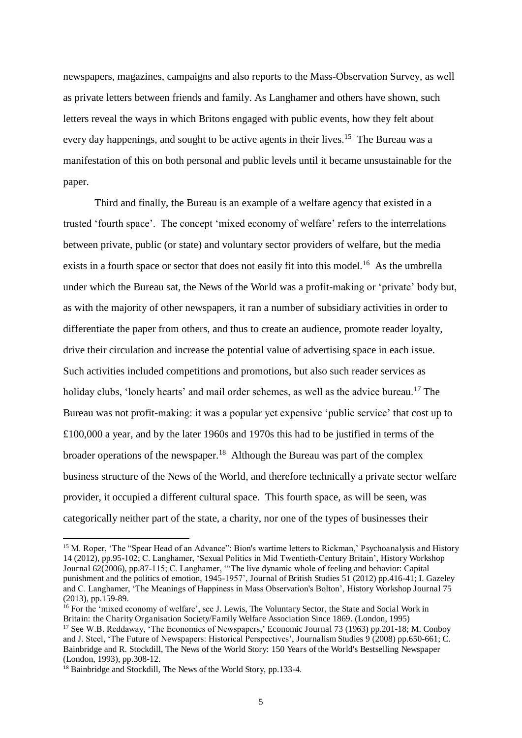newspapers, magazines, campaigns and also reports to the Mass-Observation Survey, as well as private letters between friends and family. As Langhamer and others have shown, such letters reveal the ways in which Britons engaged with public events, how they felt about every day happenings, and sought to be active agents in their lives.[15] The Bureau was a manifestation of this on both personal and public levels until it became unsustainable for the paper.

Third and finally, the Bureau is an example of a welfare agency that existed in a trusted 'fourth space'. The concept 'mixed economy of welfare' refers to the interrelations between private, public (or state) and voluntary sector providers of welfare, but the media exists in a fourth space or sector that does not easily fit into this model.[16] As the umbrella under which the Bureau sat, the News of the World was a profit-making or 'private' body but, as with the majority of other newspapers, it ran a number of subsidiary activities in order to differentiate the paper from others, and thus to create an audience, promote reader loyalty, drive their circulation and increase the potential value of advertising space in each issue. Such activities included competitions and promotions, but also such reader services as holiday clubs, 'lonely hearts' and mail order schemes, as well as the advice bureau.[17] The Bureau was not profit-making: it was a popular yet expensive 'public service' that cost up to £100,000 a year, and by the later 1960s and 1970s this had to be justified in terms of the broader operations of the newspaper.[18] Although the Bureau was part of the complex business structure of the News of the World, and therefore technically a private sector welfare provider, it occupied a different cultural space. This fourth space, as will be seen, was categorically neither part of the state, a charity, nor one of the types of businesses their

---

[15] M. Roper, 'The "Spear Head of an Advance": Bion's wartime letters to Rickman,' Psychoanalysis and History 14 (2012), pp.95-102; C. Langhamer, 'Sexual Politics in Mid Twentieth-Century Britain', History Workshop Journal 62(2006), pp.87-115; C. Langhamer, '"The live dynamic whole of feeling and behavior: Capital punishment and the politics of emotion, 1945-1957', Journal of British Studies 51 (2012) pp.416-41; I. Gazeley and C. Langhamer, 'The Meanings of Happiness in Mass Observation's Bolton', History Workshop Journal 75 (2013), pp.159-89.

[16] For the 'mixed economy of welfare', see J. Lewis, The Voluntary Sector, the State and Social Work in Britain: the Charity Organisation Society/Family Welfare Association Since 1869. (London, 1995)

[17] See W.B. Reddaway, 'The Economics of Newspapers,' Economic Journal 73 (1963) pp.201-18; M. Conboy and J. Steel, 'The Future of Newspapers: Historical Perspectives', Journalism Studies 9 (2008) pp.650-661; C. Bainbridge and R. Stockdill, The News of the World Story: 150 Years of the World's Bestselling Newspaper (London, 1993), pp.308-12.

[18] Bainbridge and Stockdill, The News of the World Story, pp.133-4.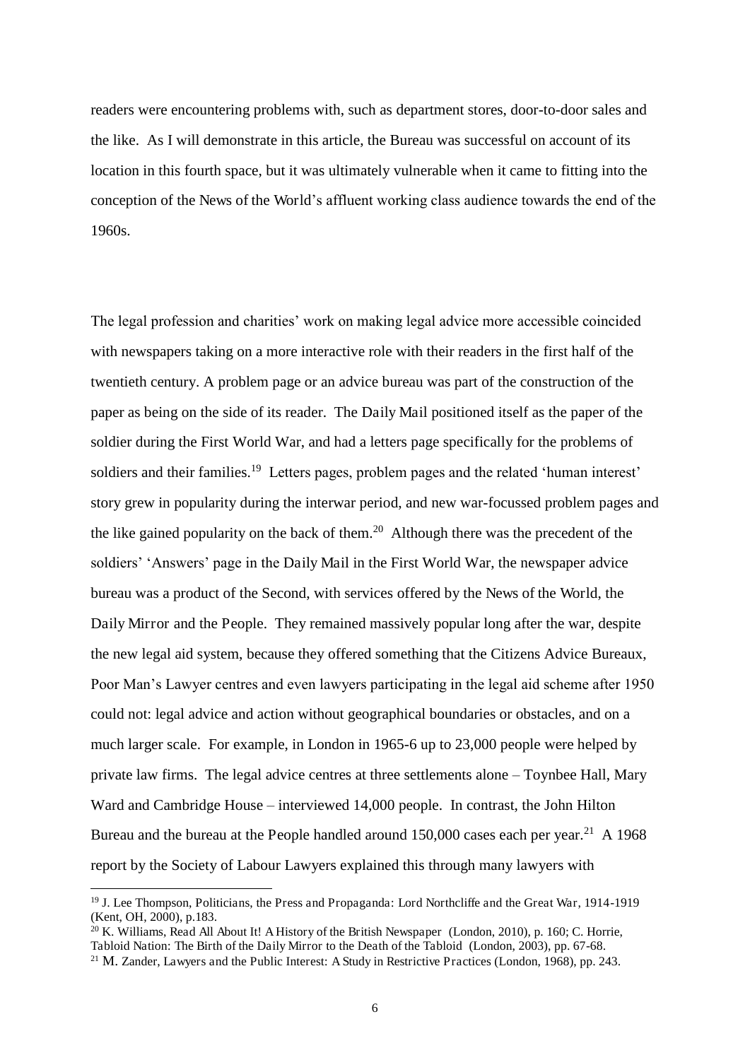readers were encountering problems with, such as department stores, door-to-door sales and the like. As I will demonstrate in this article, the Bureau was successful on account of its location in this fourth space, but it was ultimately vulnerable when it came to fitting into the conception of the News of the World's affluent working class audience towards the end of the 1960s.

The legal profession and charities' work on making legal advice more accessible coincided with newspapers taking on a more interactive role with their readers in the first half of the twentieth century. A problem page or an advice bureau was part of the construction of the paper as being on the side of its reader. The Daily Mail positioned itself as the paper of the soldier during the First World War, and had a letters page specifically for the problems of soldiers and their families.[19] Letters pages, problem pages and the related 'human interest' story grew in popularity during the interwar period, and new war-focussed problem pages and the like gained popularity on the back of them.[20] Although there was the precedent of the soldiers' 'Answers' page in the Daily Mail in the First World War, the newspaper advice bureau was a product of the Second, with services offered by the News of the World, the Daily Mirror and the People. They remained massively popular long after the war, despite the new legal aid system, because they offered something that the Citizens Advice Bureaux, Poor Man's Lawyer centres and even lawyers participating in the legal aid scheme after 1950 could not: legal advice and action without geographical boundaries or obstacles, and on a much larger scale. For example, in London in 1965-6 up to 23,000 people were helped by private law firms. The legal advice centres at three settlements alone – Toynbee Hall, Mary Ward and Cambridge House – interviewed 14,000 people. In contrast, the John Hilton Bureau and the bureau at the People handled around 150,000 cases each per year.[21] A 1968 report by the Society of Labour Lawyers explained this through many lawyers with

---

[19] J. Lee Thompson, Politicians, the Press and Propaganda: Lord Northcliffe and the Great War, 1914-1919 (Kent, OH, 2000), p.183.

[20] K. Williams, Read All About It! A History of the British Newspaper (London, 2010), p. 160; C. Horrie, Tabloid Nation: The Birth of the Daily Mirror to the Death of the Tabloid (London, 2003), pp. 67-68.

[21] M. Zander, Lawyers and the Public Interest: A Study in Restrictive Practices (London, 1968), pp. 243.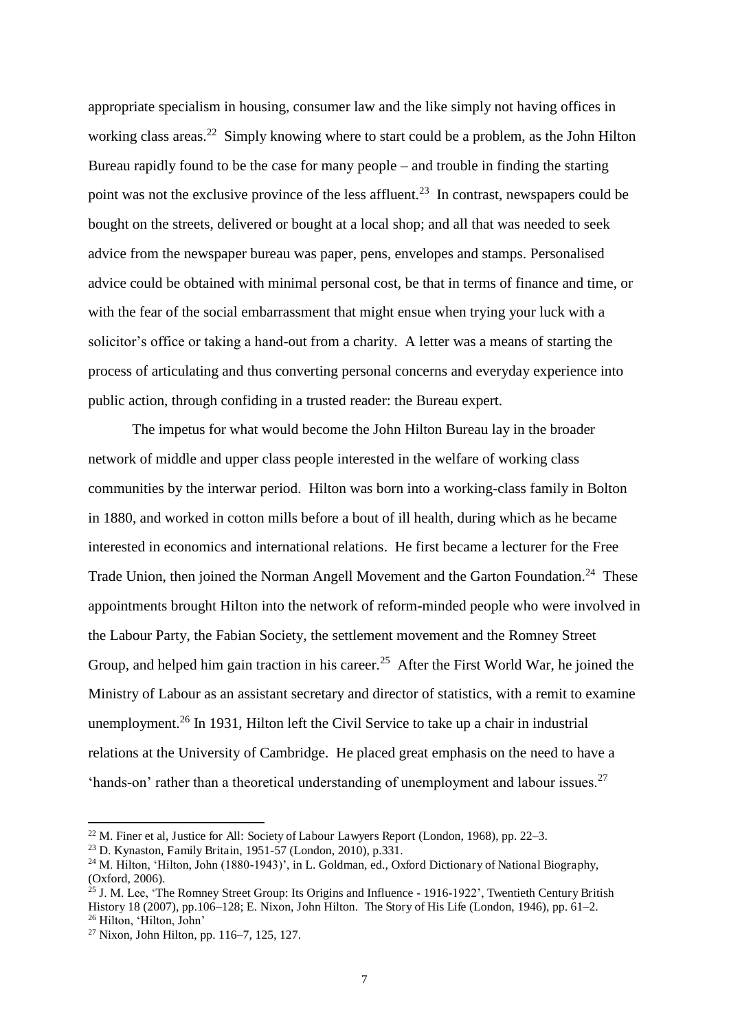appropriate specialism in housing, consumer law and the like simply not having offices in working class areas.[22] Simply knowing where to start could be a problem, as the John Hilton Bureau rapidly found to be the case for many people – and trouble in finding the starting point was not the exclusive province of the less affluent.[23] In contrast, newspapers could be bought on the streets, delivered or bought at a local shop; and all that was needed to seek advice from the newspaper bureau was paper, pens, envelopes and stamps. Personalised advice could be obtained with minimal personal cost, be that in terms of finance and time, or with the fear of the social embarrassment that might ensue when trying your luck with a solicitor's office or taking a hand-out from a charity. A letter was a means of starting the process of articulating and thus converting personal concerns and everyday experience into public action, through confiding in a trusted reader: the Bureau expert.

The impetus for what would become the John Hilton Bureau lay in the broader network of middle and upper class people interested in the welfare of working class communities by the interwar period. Hilton was born into a working-class family in Bolton in 1880, and worked in cotton mills before a bout of ill health, during which as he became interested in economics and international relations. He first became a lecturer for the Free Trade Union, then joined the Norman Angell Movement and the Garton Foundation.[24] These appointments brought Hilton into the network of reform-minded people who were involved in the Labour Party, the Fabian Society, the settlement movement and the Romney Street Group, and helped him gain traction in his career.[25] After the First World War, he joined the Ministry of Labour as an assistant secretary and director of statistics, with a remit to examine unemployment.[26] In 1931, Hilton left the Civil Service to take up a chair in industrial relations at the University of Cambridge. He placed great emphasis on the need to have a 'hands-on' rather than a theoretical understanding of unemployment and labour issues.[27]

---

[22] M. Finer et al, Justice for All: Society of Labour Lawyers Report (London, 1968), pp. 22–3.

[23] D. Kynaston, Family Britain, 1951-57 (London, 2010), p.331.

[24] M. Hilton, 'Hilton, John (1880-1943)', in L. Goldman, ed., Oxford Dictionary of National Biography, (Oxford, 2006).

[25] J. M. Lee, 'The Romney Street Group: Its Origins and Influence - 1916-1922', Twentieth Century British History 18 (2007), pp.106–128; E. Nixon, John Hilton. The Story of His Life (London, 1946), pp. 61–2.

[26] Hilton, 'Hilton, John'

[27] Nixon, John Hilton, pp. 116–7, 125, 127.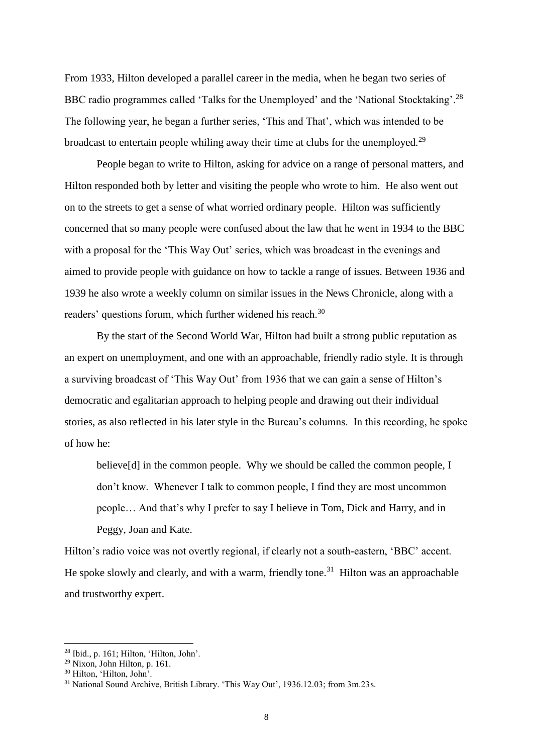From 1933, Hilton developed a parallel career in the media, when he began two series of BBC radio programmes called 'Talks for the Unemployed' and the 'National Stocktaking'.[28] The following year, he began a further series, 'This and That', which was intended to be broadcast to entertain people whiling away their time at clubs for the unemployed.[29]

People began to write to Hilton, asking for advice on a range of personal matters, and Hilton responded both by letter and visiting the people who wrote to him. He also went out on to the streets to get a sense of what worried ordinary people. Hilton was sufficiently concerned that so many people were confused about the law that he went in 1934 to the BBC with a proposal for the 'This Way Out' series, which was broadcast in the evenings and aimed to provide people with guidance on how to tackle a range of issues. Between 1936 and 1939 he also wrote a weekly column on similar issues in the News Chronicle, along with a readers' questions forum, which further widened his reach.[30]

By the start of the Second World War, Hilton had built a strong public reputation as an expert on unemployment, and one with an approachable, friendly radio style. It is through a surviving broadcast of 'This Way Out' from 1936 that we can gain a sense of Hilton's democratic and egalitarian approach to helping people and drawing out their individual stories, as also reflected in his later style in the Bureau's columns. In this recording, he spoke of how he:

> believe[d] in the common people. Why we should be called the common people, I don't know. Whenever I talk to common people, I find they are most uncommon people… And that's why I prefer to say I believe in Tom, Dick and Harry, and in Peggy, Joan and Kate.

Hilton's radio voice was not overtly regional, if clearly not a south-eastern, 'BBC' accent. He spoke slowly and clearly, and with a warm, friendly tone.[31] Hilton was an approachable and trustworthy expert.

---

[28] Ibid., p. 161; Hilton, 'Hilton, John'.

[29] Nixon, John Hilton, p. 161.

[30] Hilton, 'Hilton, John'.

[31] National Sound Archive, British Library. 'This Way Out', 1936.12.03; from 3m.23s.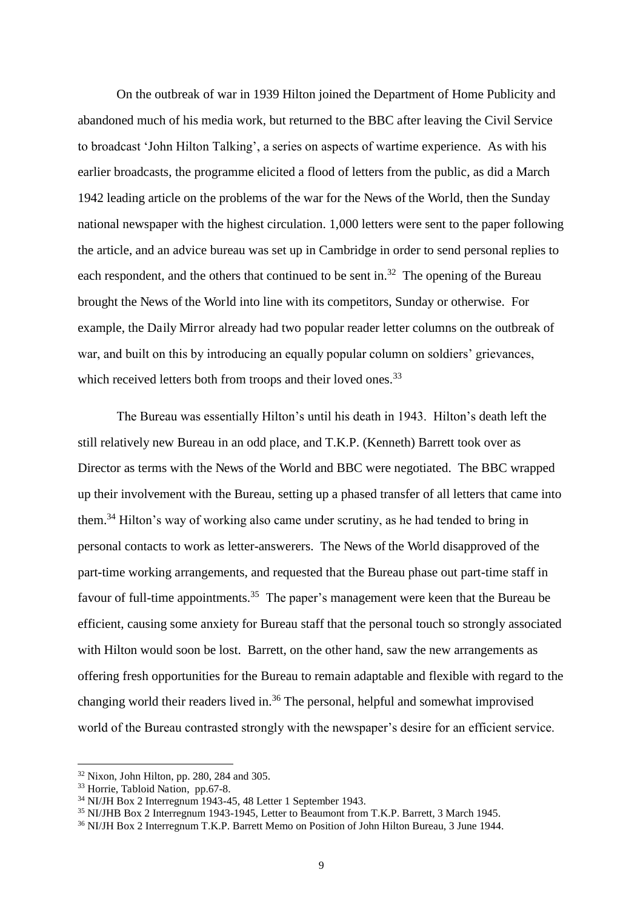On the outbreak of war in 1939 Hilton joined the Department of Home Publicity and abandoned much of his media work, but returned to the BBC after leaving the Civil Service to broadcast 'John Hilton Talking', a series on aspects of wartime experience. As with his earlier broadcasts, the programme elicited a flood of letters from the public, as did a March 1942 leading article on the problems of the war for the News of the World, then the Sunday national newspaper with the highest circulation. 1,000 letters were sent to the paper following the article, and an advice bureau was set up in Cambridge in order to send personal replies to each respondent, and the others that continued to be sent in.[32] The opening of the Bureau brought the News of the World into line with its competitors, Sunday or otherwise. For example, the Daily Mirror already had two popular reader letter columns on the outbreak of war, and built on this by introducing an equally popular column on soldiers' grievances, which received letters both from troops and their loved ones.[33]

The Bureau was essentially Hilton's until his death in 1943. Hilton's death left the still relatively new Bureau in an odd place, and T.K.P. (Kenneth) Barrett took over as Director as terms with the News of the World and BBC were negotiated. The BBC wrapped up their involvement with the Bureau, setting up a phased transfer of all letters that came into them.[34] Hilton's way of working also came under scrutiny, as he had tended to bring in personal contacts to work as letter-answerers. The News of the World disapproved of the part-time working arrangements, and requested that the Bureau phase out part-time staff in favour of full-time appointments.[35] The paper's management were keen that the Bureau be efficient, causing some anxiety for Bureau staff that the personal touch so strongly associated with Hilton would soon be lost. Barrett, on the other hand, saw the new arrangements as offering fresh opportunities for the Bureau to remain adaptable and flexible with regard to the changing world their readers lived in.[36] The personal, helpful and somewhat improvised world of the Bureau contrasted strongly with the newspaper's desire for an efficient service.

---

[32] Nixon, John Hilton, pp. 280, 284 and 305.

[33] Horrie, Tabloid Nation, pp.67-8.

[34] NI/JH Box 2 Interregnum 1943-45, 48 Letter 1 September 1943.

[35] NI/JHB Box 2 Interregnum 1943-1945, Letter to Beaumont from T.K.P. Barrett, 3 March 1945.

[36] NI/JH Box 2 Interregnum T.K.P. Barrett Memo on Position of John Hilton Bureau, 3 June 1944.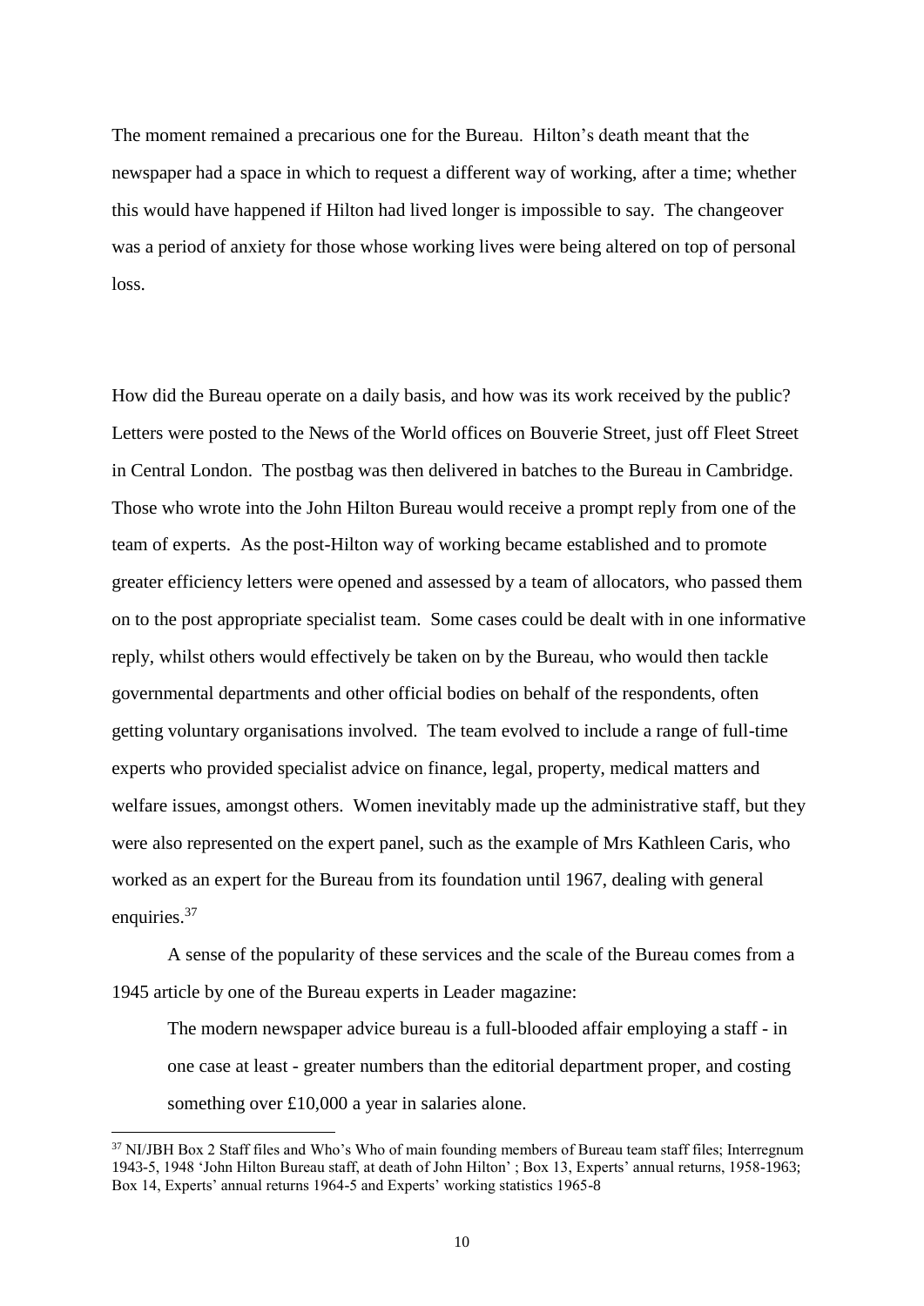The moment remained a precarious one for the Bureau. Hilton's death meant that the newspaper had a space in which to request a different way of working, after a time; whether this would have happened if Hilton had lived longer is impossible to say. The changeover was a period of anxiety for those whose working lives were being altered on top of personal loss.

How did the Bureau operate on a daily basis, and how was its work received by the public? Letters were posted to the News of the World offices on Bouverie Street, just off Fleet Street in Central London. The postbag was then delivered in batches to the Bureau in Cambridge. Those who wrote into the John Hilton Bureau would receive a prompt reply from one of the team of experts. As the post-Hilton way of working became established and to promote greater efficiency letters were opened and assessed by a team of allocators, who passed them on to the post appropriate specialist team. Some cases could be dealt with in one informative reply, whilst others would effectively be taken on by the Bureau, who would then tackle governmental departments and other official bodies on behalf of the respondents, often getting voluntary organisations involved. The team evolved to include a range of full-time experts who provided specialist advice on finance, legal, property, medical matters and welfare issues, amongst others. Women inevitably made up the administrative staff, but they were also represented on the expert panel, such as the example of Mrs Kathleen Caris, who worked as an expert for the Bureau from its foundation until 1967, dealing with general enquiries.[37]

A sense of the popularity of these services and the scale of the Bureau comes from a 1945 article by one of the Bureau experts in Leader magazine:

> The modern newspaper advice bureau is a full-blooded affair employing a staff - in one case at least - greater numbers than the editorial department proper, and costing something over £10,000 a year in salaries alone.

[37] NI/JBH Box 2 Staff files and Who's Who of main founding members of Bureau team staff files; Interregnum 1943-5, 1948 'John Hilton Bureau staff, at death of John Hilton' ; Box 13, Experts' annual returns, 1958-1963; Box 14, Experts' annual returns 1964-5 and Experts' working statistics 1965-8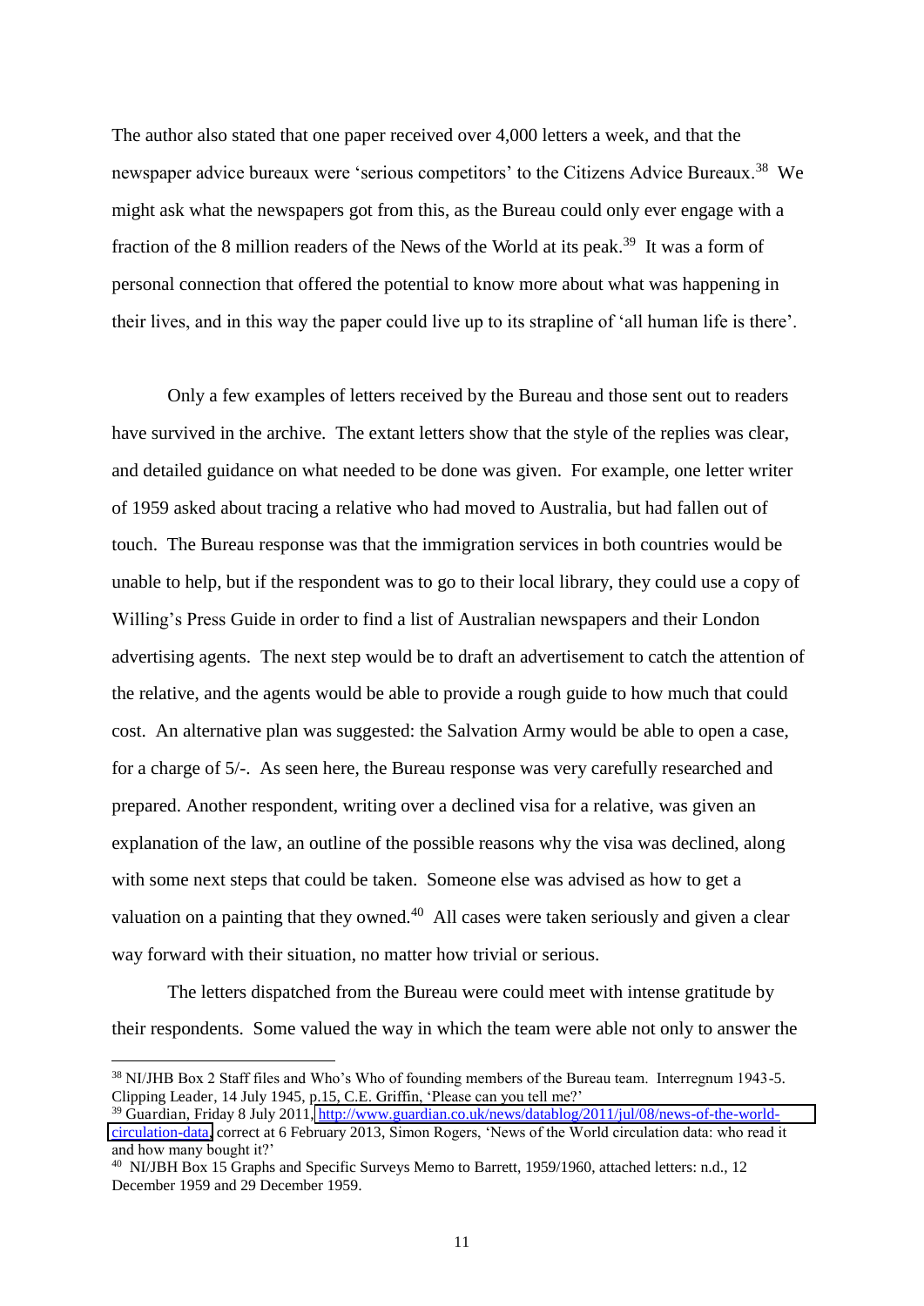The author also stated that one paper received over 4,000 letters a week, and that the newspaper advice bureaux were 'serious competitors' to the Citizens Advice Bureaux.[38] We might ask what the newspapers got from this, as the Bureau could only ever engage with a fraction of the 8 million readers of the News of the World at its peak.[39] It was a form of personal connection that offered the potential to know more about what was happening in their lives, and in this way the paper could live up to its strapline of 'all human life is there'.

Only a few examples of letters received by the Bureau and those sent out to readers have survived in the archive. The extant letters show that the style of the replies was clear, and detailed guidance on what needed to be done was given. For example, one letter writer of 1959 asked about tracing a relative who had moved to Australia, but had fallen out of touch. The Bureau response was that the immigration services in both countries would be unable to help, but if the respondent was to go to their local library, they could use a copy of Willing's Press Guide in order to find a list of Australian newspapers and their London advertising agents. The next step would be to draft an advertisement to catch the attention of the relative, and the agents would be able to provide a rough guide to how much that could cost. An alternative plan was suggested: the Salvation Army would be able to open a case, for a charge of 5/-. As seen here, the Bureau response was very carefully researched and prepared. Another respondent, writing over a declined visa for a relative, was given an explanation of the law, an outline of the possible reasons why the visa was declined, along with some next steps that could be taken. Someone else was advised as how to get a valuation on a painting that they owned.[40] All cases were taken seriously and given a clear way forward with their situation, no matter how trivial or serious.

The letters dispatched from the Bureau were could meet with intense gratitude by their respondents. Some valued the way in which the team were able not only to answer the

---

[38] NI/JHB Box 2 Staff files and Who's Who of founding members of the Bureau team. Interregnum 1943-5. Clipping Leader, 14 July 1945, p.15, C.E. Griffin, 'Please can you tell me?'

[39] Guardian, Friday 8 July 2011, http://www.guardian.co.uk/news/datablog/2011/jul/08/news-of-the-world-circulation-data, correct at 6 February 2013, Simon Rogers, 'News of the World circulation data: who read it and how many bought it?'

[40] NI/JBH Box 15 Graphs and Specific Surveys Memo to Barrett, 1959/1960, attached letters: n.d., 12 December 1959 and 29 December 1959.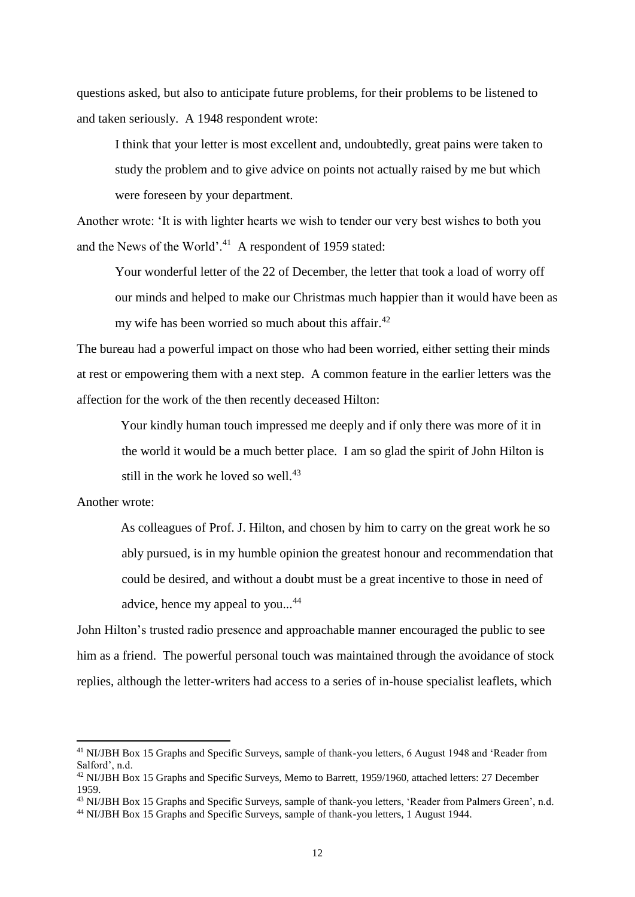questions asked, but also to anticipate future problems, for their problems to be listened to and taken seriously. A 1948 respondent wrote:

> I think that your letter is most excellent and, undoubtedly, great pains were taken to study the problem and to give advice on points not actually raised by me but which were foreseen by your department.

Another wrote: 'It is with lighter hearts we wish to tender our very best wishes to both you and the News of the World'.[41] A respondent of 1959 stated:

> Your wonderful letter of the 22 of December, the letter that took a load of worry off our minds and helped to make our Christmas much happier than it would have been as my wife has been worried so much about this affair.[42]

The bureau had a powerful impact on those who had been worried, either setting their minds at rest or empowering them with a next step. A common feature in the earlier letters was the affection for the work of the then recently deceased Hilton:

> Your kindly human touch impressed me deeply and if only there was more of it in the world it would be a much better place. I am so glad the spirit of John Hilton is still in the work he loved so well.[43]

Another wrote:

> As colleagues of Prof. J. Hilton, and chosen by him to carry on the great work he so ably pursued, is in my humble opinion the greatest honour and recommendation that could be desired, and without a doubt must be a great incentive to those in need of advice, hence my appeal to you...[44]

John Hilton's trusted radio presence and approachable manner encouraged the public to see him as a friend. The powerful personal touch was maintained through the avoidance of stock replies, although the letter-writers had access to a series of in-house specialist leaflets, which

---

[41] NI/JBH Box 15 Graphs and Specific Surveys, sample of thank-you letters, 6 August 1948 and 'Reader from Salford', n.d.

[42] NI/JBH Box 15 Graphs and Specific Surveys, Memo to Barrett, 1959/1960, attached letters: 27 December 1959.

[43] NI/JBH Box 15 Graphs and Specific Surveys, sample of thank-you letters, 'Reader from Palmers Green', n.d.

[44] NI/JBH Box 15 Graphs and Specific Surveys, sample of thank-you letters, 1 August 1944.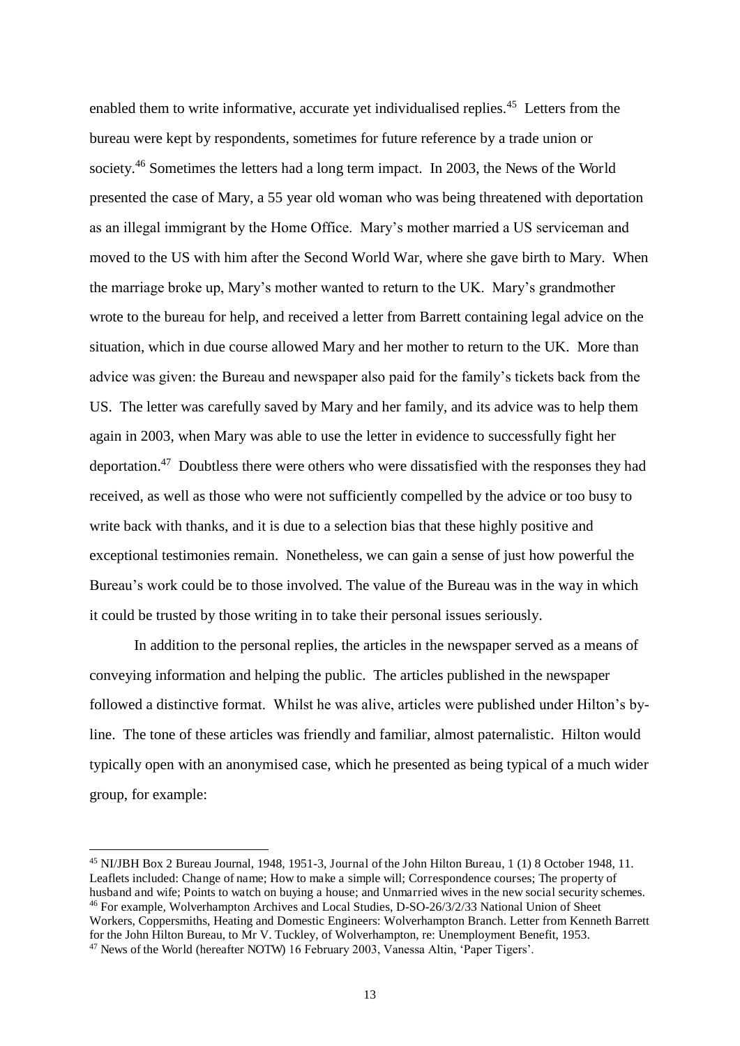enabled them to write informative, accurate yet individualised replies.[45] Letters from the bureau were kept by respondents, sometimes for future reference by a trade union or society.[46] Sometimes the letters had a long term impact. In 2003, the News of the World presented the case of Mary, a 55 year old woman who was being threatened with deportation as an illegal immigrant by the Home Office. Mary's mother married a US serviceman and moved to the US with him after the Second World War, where she gave birth to Mary. When the marriage broke up, Mary's mother wanted to return to the UK. Mary's grandmother wrote to the bureau for help, and received a letter from Barrett containing legal advice on the situation, which in due course allowed Mary and her mother to return to the UK. More than advice was given: the Bureau and newspaper also paid for the family's tickets back from the US. The letter was carefully saved by Mary and her family, and its advice was to help them again in 2003, when Mary was able to use the letter in evidence to successfully fight her deportation.[47] Doubtless there were others who were dissatisfied with the responses they had received, as well as those who were not sufficiently compelled by the advice or too busy to write back with thanks, and it is due to a selection bias that these highly positive and exceptional testimonies remain. Nonetheless, we can gain a sense of just how powerful the Bureau's work could be to those involved. The value of the Bureau was in the way in which it could be trusted by those writing in to take their personal issues seriously.

In addition to the personal replies, the articles in the newspaper served as a means of conveying information and helping the public. The articles published in the newspaper followed a distinctive format. Whilst he was alive, articles were published under Hilton's by-line. The tone of these articles was friendly and familiar, almost paternalistic. Hilton would typically open with an anonymised case, which he presented as being typical of a much wider group, for example:

---

[45] NI/JBH Box 2 Bureau Journal, 1948, 1951-3, Journal of the John Hilton Bureau, 1 (1) 8 October 1948, 11. Leaflets included: Change of name; How to make a simple will; Correspondence courses; The property of husband and wife; Points to watch on buying a house; and Unmarried wives in the new social security schemes.

[46] For example, Wolverhampton Archives and Local Studies, D-SO-26/3/2/33 National Union of Sheet Workers, Coppersmiths, Heating and Domestic Engineers: Wolverhampton Branch. Letter from Kenneth Barrett for the John Hilton Bureau, to Mr V. Tuckley, of Wolverhampton, re: Unemployment Benefit, 1953.

[47] News of the World (hereafter NOTW) 16 February 2003, Vanessa Altin, 'Paper Tigers'.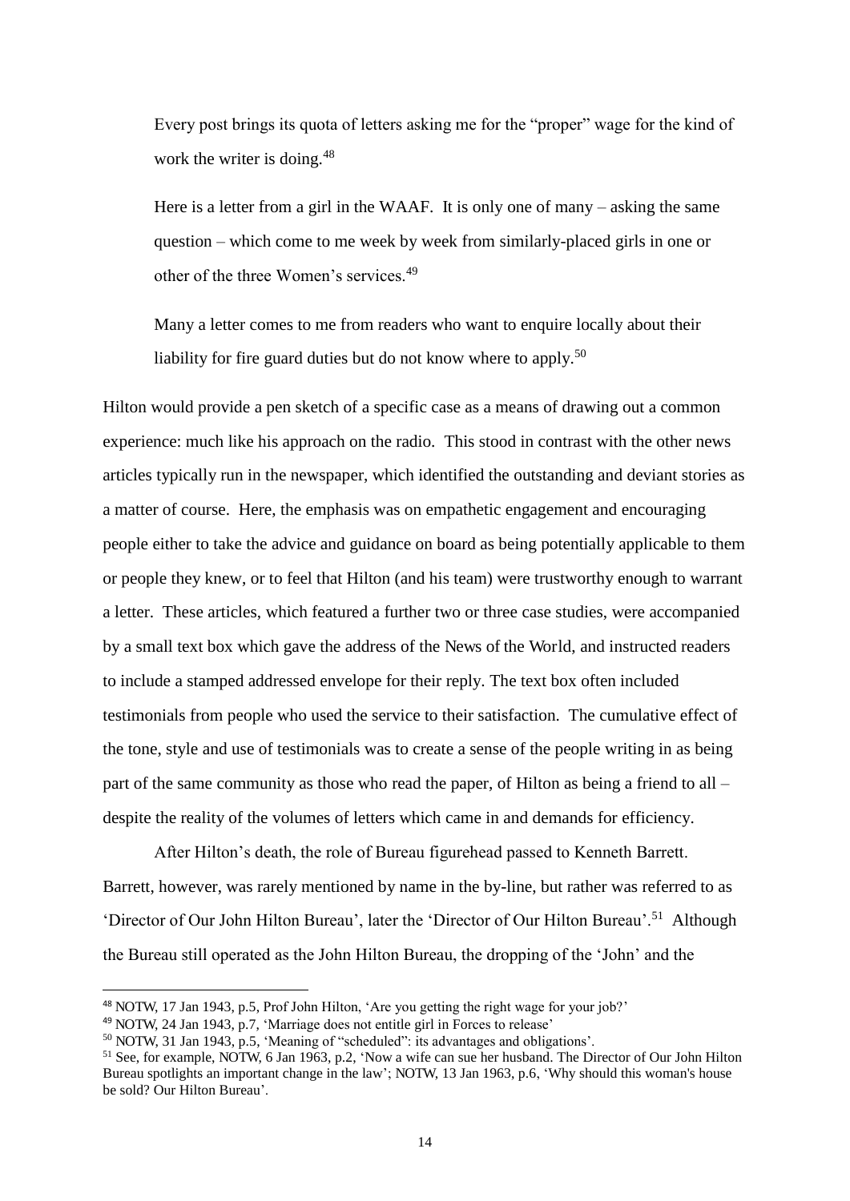> Every post brings its quota of letters asking me for the "proper" wage for the kind of work the writer is doing.[48]

> Here is a letter from a girl in the WAAF. It is only one of many – asking the same question – which come to me week by week from similarly-placed girls in one or other of the three Women's services.[49]

> Many a letter comes to me from readers who want to enquire locally about their liability for fire guard duties but do not know where to apply.[50]

Hilton would provide a pen sketch of a specific case as a means of drawing out a common experience: much like his approach on the radio. This stood in contrast with the other news articles typically run in the newspaper, which identified the outstanding and deviant stories as a matter of course. Here, the emphasis was on empathetic engagement and encouraging people either to take the advice and guidance on board as being potentially applicable to them or people they knew, or to feel that Hilton (and his team) were trustworthy enough to warrant a letter. These articles, which featured a further two or three case studies, were accompanied by a small text box which gave the address of the News of the World, and instructed readers to include a stamped addressed envelope for their reply. The text box often included testimonials from people who used the service to their satisfaction. The cumulative effect of the tone, style and use of testimonials was to create a sense of the people writing in as being part of the same community as those who read the paper, of Hilton as being a friend to all – despite the reality of the volumes of letters which came in and demands for efficiency.

After Hilton's death, the role of Bureau figurehead passed to Kenneth Barrett. Barrett, however, was rarely mentioned by name in the by-line, but rather was referred to as 'Director of Our John Hilton Bureau', later the 'Director of Our Hilton Bureau'.[51] Although the Bureau still operated as the John Hilton Bureau, the dropping of the 'John' and the

---

[48] NOTW, 17 Jan 1943, p.5, Prof John Hilton, 'Are you getting the right wage for your job?'

[49] NOTW, 24 Jan 1943, p.7, 'Marriage does not entitle girl in Forces to release'

[50] NOTW, 31 Jan 1943, p.5, 'Meaning of "scheduled": its advantages and obligations'.

[51] See, for example, NOTW, 6 Jan 1963, p.2, 'Now a wife can sue her husband. The Director of Our John Hilton Bureau spotlights an important change in the law'; NOTW, 13 Jan 1963, p.6, 'Why should this woman's house be sold? Our Hilton Bureau'.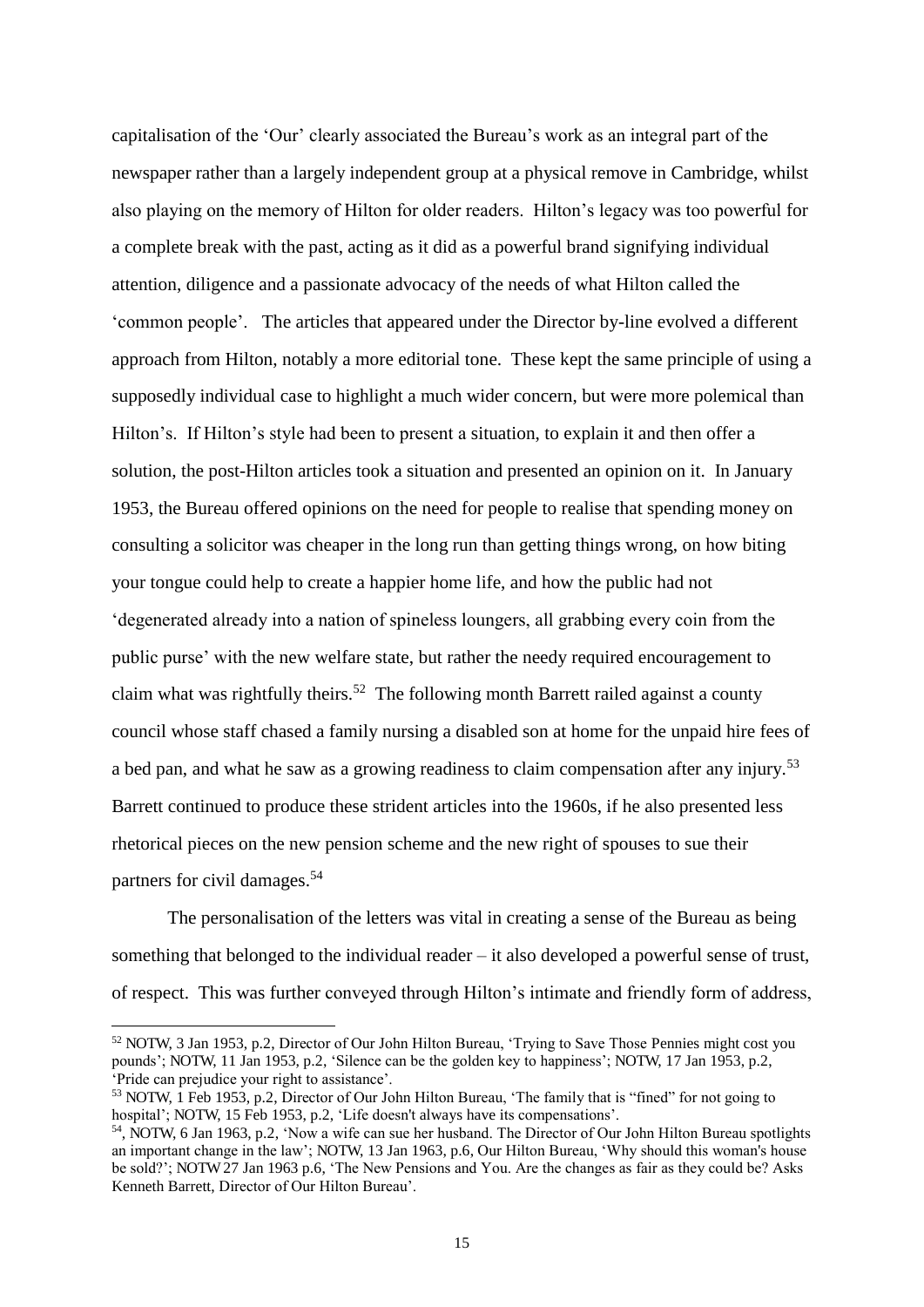capitalisation of the 'Our' clearly associated the Bureau's work as an integral part of the newspaper rather than a largely independent group at a physical remove in Cambridge, whilst also playing on the memory of Hilton for older readers. Hilton's legacy was too powerful for a complete break with the past, acting as it did as a powerful brand signifying individual attention, diligence and a passionate advocacy of the needs of what Hilton called the 'common people'. The articles that appeared under the Director by-line evolved a different approach from Hilton, notably a more editorial tone. These kept the same principle of using a supposedly individual case to highlight a much wider concern, but were more polemical than Hilton's. If Hilton's style had been to present a situation, to explain it and then offer a solution, the post-Hilton articles took a situation and presented an opinion on it. In January 1953, the Bureau offered opinions on the need for people to realise that spending money on consulting a solicitor was cheaper in the long run than getting things wrong, on how biting your tongue could help to create a happier home life, and how the public had not 'degenerated already into a nation of spineless loungers, all grabbing every coin from the public purse' with the new welfare state, but rather the needy required encouragement to claim what was rightfully theirs.[52] The following month Barrett railed against a county council whose staff chased a family nursing a disabled son at home for the unpaid hire fees of a bed pan, and what he saw as a growing readiness to claim compensation after any injury.[53] Barrett continued to produce these strident articles into the 1960s, if he also presented less rhetorical pieces on the new pension scheme and the new right of spouses to sue their partners for civil damages.[54]

The personalisation of the letters was vital in creating a sense of the Bureau as being something that belonged to the individual reader – it also developed a powerful sense of trust, of respect. This was further conveyed through Hilton's intimate and friendly form of address,

---

[52] NOTW, 3 Jan 1953, p.2, Director of Our John Hilton Bureau, 'Trying to Save Those Pennies might cost you pounds'; NOTW, 11 Jan 1953, p.2, 'Silence can be the golden key to happiness'; NOTW, 17 Jan 1953, p.2, 'Pride can prejudice your right to assistance'.

[53] NOTW, 1 Feb 1953, p.2, Director of Our John Hilton Bureau, 'The family that is "fined" for not going to hospital'; NOTW, 15 Feb 1953, p.2, 'Life doesn't always have its compensations'.

[54], NOTW, 6 Jan 1963, p.2, 'Now a wife can sue her husband. The Director of Our John Hilton Bureau spotlights an important change in the law'; NOTW, 13 Jan 1963, p.6, Our Hilton Bureau, 'Why should this woman's house be sold?'; NOTW 27 Jan 1963 p.6, 'The New Pensions and You. Are the changes as fair as they could be? Asks Kenneth Barrett, Director of Our Hilton Bureau'.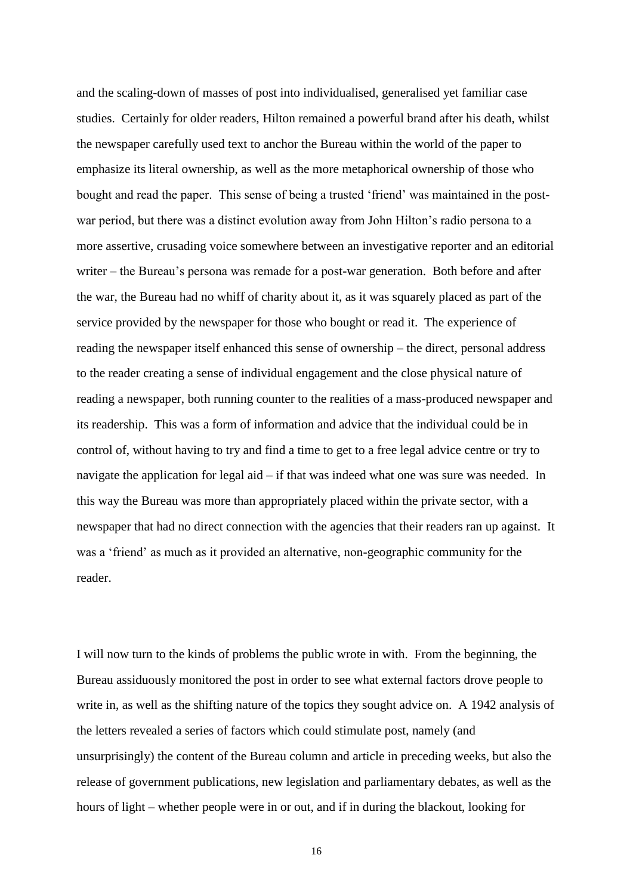and the scaling-down of masses of post into individualised, generalised yet familiar case studies. Certainly for older readers, Hilton remained a powerful brand after his death, whilst the newspaper carefully used text to anchor the Bureau within the world of the paper to emphasize its literal ownership, as well as the more metaphorical ownership of those who bought and read the paper. This sense of being a trusted 'friend' was maintained in the post-war period, but there was a distinct evolution away from John Hilton's radio persona to a more assertive, crusading voice somewhere between an investigative reporter and an editorial writer – the Bureau's persona was remade for a post-war generation. Both before and after the war, the Bureau had no whiff of charity about it, as it was squarely placed as part of the service provided by the newspaper for those who bought or read it. The experience of reading the newspaper itself enhanced this sense of ownership – the direct, personal address to the reader creating a sense of individual engagement and the close physical nature of reading a newspaper, both running counter to the realities of a mass-produced newspaper and its readership. This was a form of information and advice that the individual could be in control of, without having to try and find a time to get to a free legal advice centre or try to navigate the application for legal aid – if that was indeed what one was sure was needed. In this way the Bureau was more than appropriately placed within the private sector, with a newspaper that had no direct connection with the agencies that their readers ran up against. It was a 'friend' as much as it provided an alternative, non-geographic community for the reader.

I will now turn to the kinds of problems the public wrote in with. From the beginning, the Bureau assiduously monitored the post in order to see what external factors drove people to write in, as well as the shifting nature of the topics they sought advice on. A 1942 analysis of the letters revealed a series of factors which could stimulate post, namely (and unsurprisingly) the content of the Bureau column and article in preceding weeks, but also the release of government publications, new legislation and parliamentary debates, as well as the hours of light – whether people were in or out, and if in during the blackout, looking for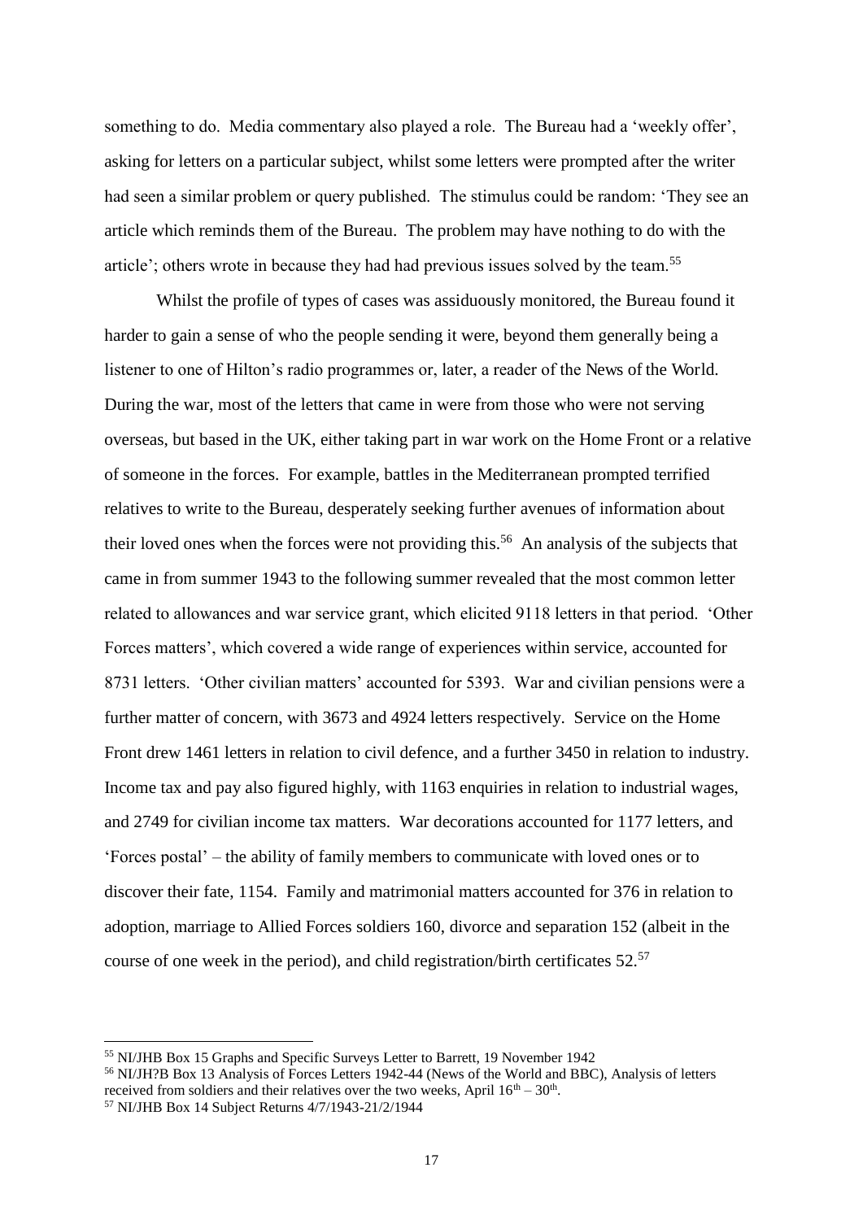something to do. Media commentary also played a role. The Bureau had a 'weekly offer', asking for letters on a particular subject, whilst some letters were prompted after the writer had seen a similar problem or query published. The stimulus could be random: 'They see an article which reminds them of the Bureau. The problem may have nothing to do with the article'; others wrote in because they had had previous issues solved by the team.[55]

Whilst the profile of types of cases was assiduously monitored, the Bureau found it harder to gain a sense of who the people sending it were, beyond them generally being a listener to one of Hilton's radio programmes or, later, a reader of the News of the World. During the war, most of the letters that came in were from those who were not serving overseas, but based in the UK, either taking part in war work on the Home Front or a relative of someone in the forces. For example, battles in the Mediterranean prompted terrified relatives to write to the Bureau, desperately seeking further avenues of information about their loved ones when the forces were not providing this.[56] An analysis of the subjects that came in from summer 1943 to the following summer revealed that the most common letter related to allowances and war service grant, which elicited 9118 letters in that period. 'Other Forces matters', which covered a wide range of experiences within service, accounted for 8731 letters. 'Other civilian matters' accounted for 5393. War and civilian pensions were a further matter of concern, with 3673 and 4924 letters respectively. Service on the Home Front drew 1461 letters in relation to civil defence, and a further 3450 in relation to industry. Income tax and pay also figured highly, with 1163 enquiries in relation to industrial wages, and 2749 for civilian income tax matters. War decorations accounted for 1177 letters, and 'Forces postal' – the ability of family members to communicate with loved ones or to discover their fate, 1154. Family and matrimonial matters accounted for 376 in relation to adoption, marriage to Allied Forces soldiers 160, divorce and separation 152 (albeit in the course of one week in the period), and child registration/birth certificates 52.[57]

---

[55] NI/JHB Box 15 Graphs and Specific Surveys Letter to Barrett, 19 November 1942

[56] NI/JH?B Box 13 Analysis of Forces Letters 1942-44 (News of the World and BBC), Analysis of letters received from soldiers and their relatives over the two weeks, April 16th – 30th.

[57] NI/JHB Box 14 Subject Returns 4/7/1943-21/2/1944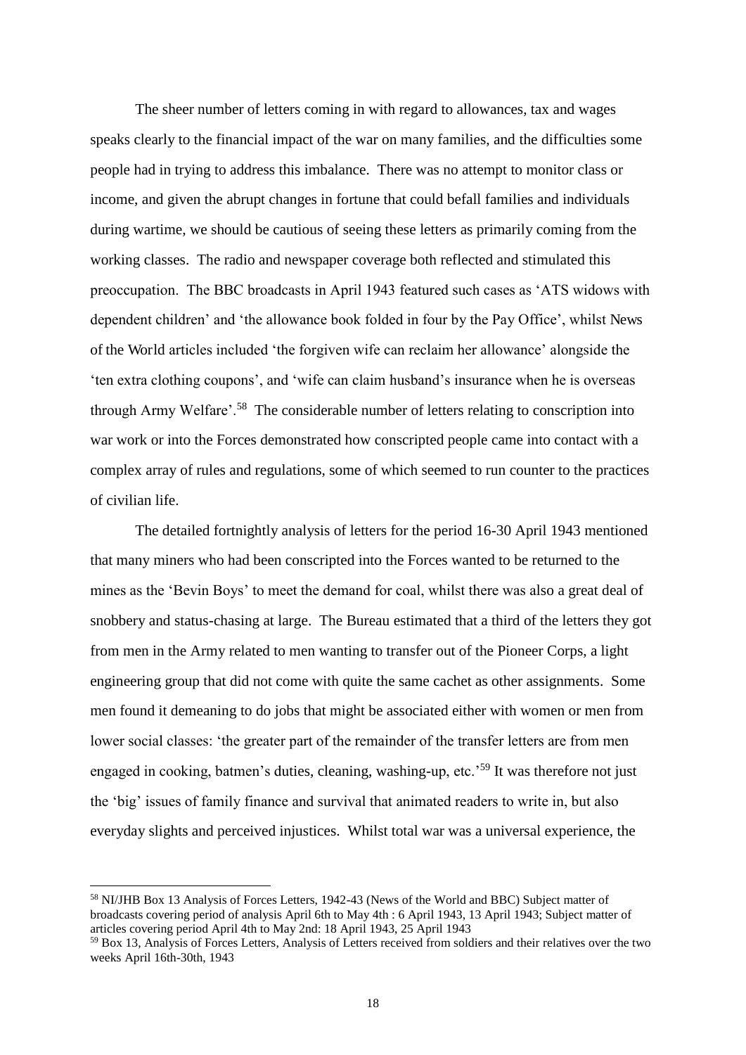The sheer number of letters coming in with regard to allowances, tax and wages speaks clearly to the financial impact of the war on many families, and the difficulties some people had in trying to address this imbalance. There was no attempt to monitor class or income, and given the abrupt changes in fortune that could befall families and individuals during wartime, we should be cautious of seeing these letters as primarily coming from the working classes. The radio and newspaper coverage both reflected and stimulated this preoccupation. The BBC broadcasts in April 1943 featured such cases as 'ATS widows with dependent children' and 'the allowance book folded in four by the Pay Office', whilst News of the World articles included 'the forgiven wife can reclaim her allowance' alongside the 'ten extra clothing coupons', and 'wife can claim husband's insurance when he is overseas through Army Welfare'.[58] The considerable number of letters relating to conscription into war work or into the Forces demonstrated how conscripted people came into contact with a complex array of rules and regulations, some of which seemed to run counter to the practices of civilian life.

The detailed fortnightly analysis of letters for the period 16-30 April 1943 mentioned that many miners who had been conscripted into the Forces wanted to be returned to the mines as the 'Bevin Boys' to meet the demand for coal, whilst there was also a great deal of snobbery and status-chasing at large. The Bureau estimated that a third of the letters they got from men in the Army related to men wanting to transfer out of the Pioneer Corps, a light engineering group that did not come with quite the same cachet as other assignments. Some men found it demeaning to do jobs that might be associated either with women or men from lower social classes: 'the greater part of the remainder of the transfer letters are from men engaged in cooking, batmen's duties, cleaning, washing-up, etc.'[59] It was therefore not just the 'big' issues of family finance and survival that animated readers to write in, but also everyday slights and perceived injustices. Whilst total war was a universal experience, the

[58] NI/JHB Box 13 Analysis of Forces Letters, 1942-43 (News of the World and BBC) Subject matter of broadcasts covering period of analysis April 6th to May 4th : 6 April 1943, 13 April 1943; Subject matter of articles covering period April 4th to May 2nd: 18 April 1943, 25 April 1943

[59] Box 13, Analysis of Forces Letters, Analysis of Letters received from soldiers and their relatives over the two weeks April 16th-30th, 1943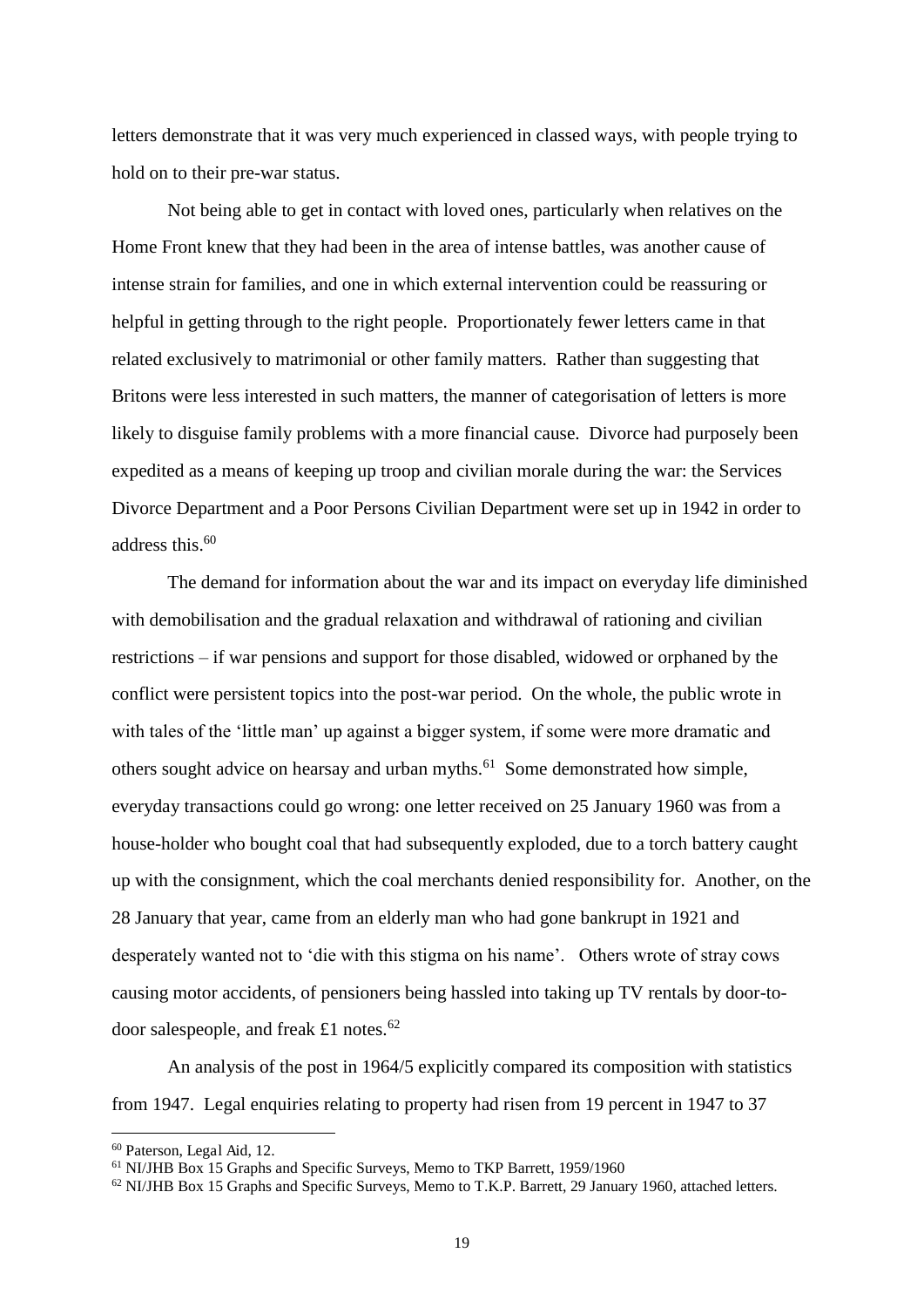letters demonstrate that it was very much experienced in classed ways, with people trying to hold on to their pre-war status.

Not being able to get in contact with loved ones, particularly when relatives on the Home Front knew that they had been in the area of intense battles, was another cause of intense strain for families, and one in which external intervention could be reassuring or helpful in getting through to the right people. Proportionately fewer letters came in that related exclusively to matrimonial or other family matters. Rather than suggesting that Britons were less interested in such matters, the manner of categorisation of letters is more likely to disguise family problems with a more financial cause. Divorce had purposely been expedited as a means of keeping up troop and civilian morale during the war: the Services Divorce Department and a Poor Persons Civilian Department were set up in 1942 in order to address this.[60]

The demand for information about the war and its impact on everyday life diminished with demobilisation and the gradual relaxation and withdrawal of rationing and civilian restrictions – if war pensions and support for those disabled, widowed or orphaned by the conflict were persistent topics into the post-war period. On the whole, the public wrote in with tales of the 'little man' up against a bigger system, if some were more dramatic and others sought advice on hearsay and urban myths.[61] Some demonstrated how simple, everyday transactions could go wrong: one letter received on 25 January 1960 was from a house-holder who bought coal that had subsequently exploded, due to a torch battery caught up with the consignment, which the coal merchants denied responsibility for. Another, on the 28 January that year, came from an elderly man who had gone bankrupt in 1921 and desperately wanted not to 'die with this stigma on his name'. Others wrote of stray cows causing motor accidents, of pensioners being hassled into taking up TV rentals by door-to-door salespeople, and freak £1 notes.[62]

An analysis of the post in 1964/5 explicitly compared its composition with statistics from 1947. Legal enquiries relating to property had risen from 19 percent in 1947 to 37

---

[60] Paterson, Legal Aid, 12.

[61] NI/JHB Box 15 Graphs and Specific Surveys, Memo to TKP Barrett, 1959/1960

[62] NI/JHB Box 15 Graphs and Specific Surveys, Memo to T.K.P. Barrett, 29 January 1960, attached letters.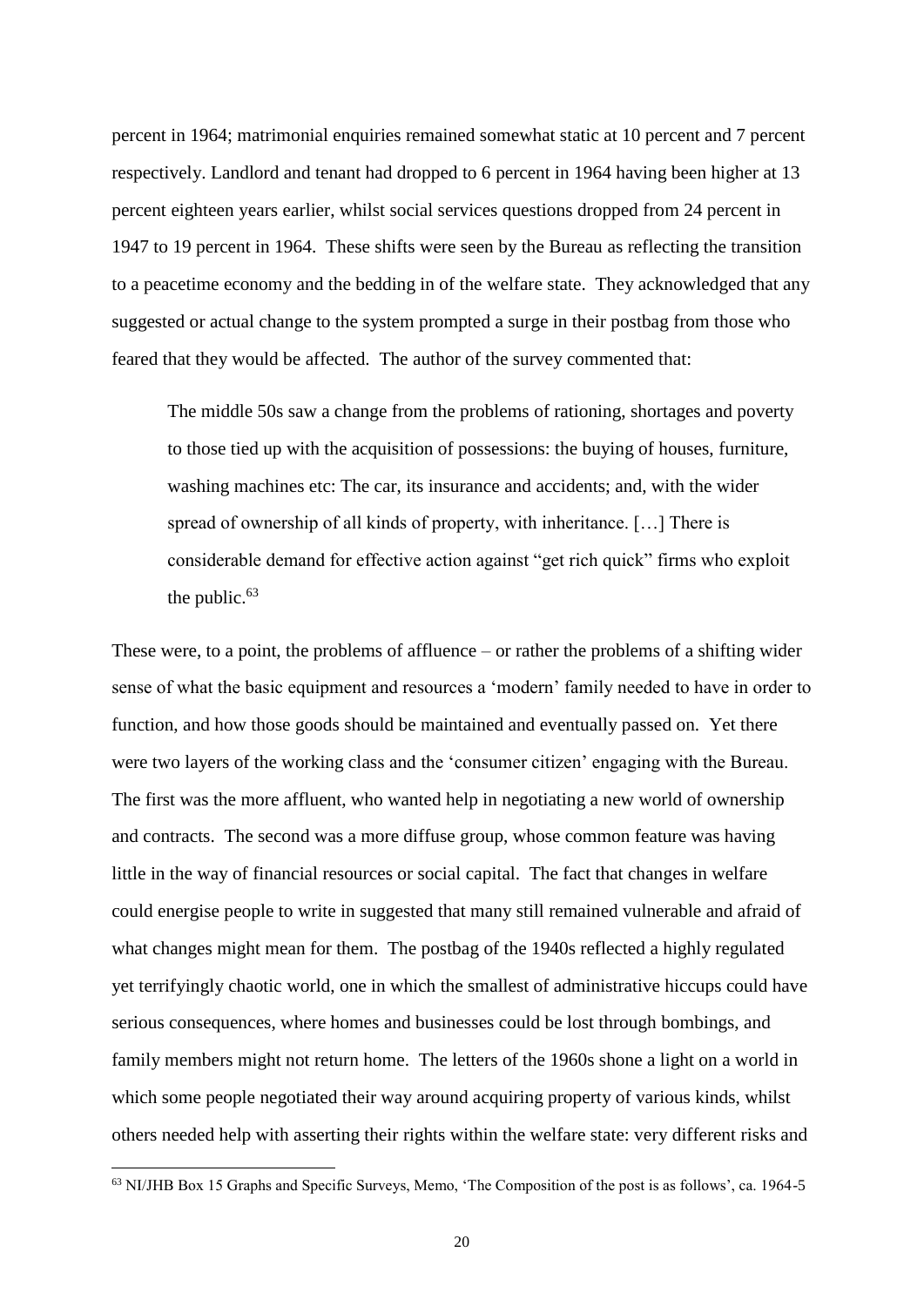percent in 1964; matrimonial enquiries remained somewhat static at 10 percent and 7 percent respectively. Landlord and tenant had dropped to 6 percent in 1964 having been higher at 13 percent eighteen years earlier, whilst social services questions dropped from 24 percent in 1947 to 19 percent in 1964. These shifts were seen by the Bureau as reflecting the transition to a peacetime economy and the bedding in of the welfare state. They acknowledged that any suggested or actual change to the system prompted a surge in their postbag from those who feared that they would be affected. The author of the survey commented that:

> The middle 50s saw a change from the problems of rationing, shortages and poverty to those tied up with the acquisition of possessions: the buying of houses, furniture, washing machines etc: The car, its insurance and accidents; and, with the wider spread of ownership of all kinds of property, with inheritance. […] There is considerable demand for effective action against "get rich quick" firms who exploit the public.[63]

These were, to a point, the problems of affluence – or rather the problems of a shifting wider sense of what the basic equipment and resources a 'modern' family needed to have in order to function, and how those goods should be maintained and eventually passed on. Yet there were two layers of the working class and the 'consumer citizen' engaging with the Bureau. The first was the more affluent, who wanted help in negotiating a new world of ownership and contracts. The second was a more diffuse group, whose common feature was having little in the way of financial resources or social capital. The fact that changes in welfare could energise people to write in suggested that many still remained vulnerable and afraid of what changes might mean for them. The postbag of the 1940s reflected a highly regulated yet terrifyingly chaotic world, one in which the smallest of administrative hiccups could have serious consequences, where homes and businesses could be lost through bombings, and family members might not return home. The letters of the 1960s shone a light on a world in which some people negotiated their way around acquiring property of various kinds, whilst others needed help with asserting their rights within the welfare state: very different risks and

[63] NI/JHB Box 15 Graphs and Specific Surveys, Memo, 'The Composition of the post is as follows', ca. 1964-5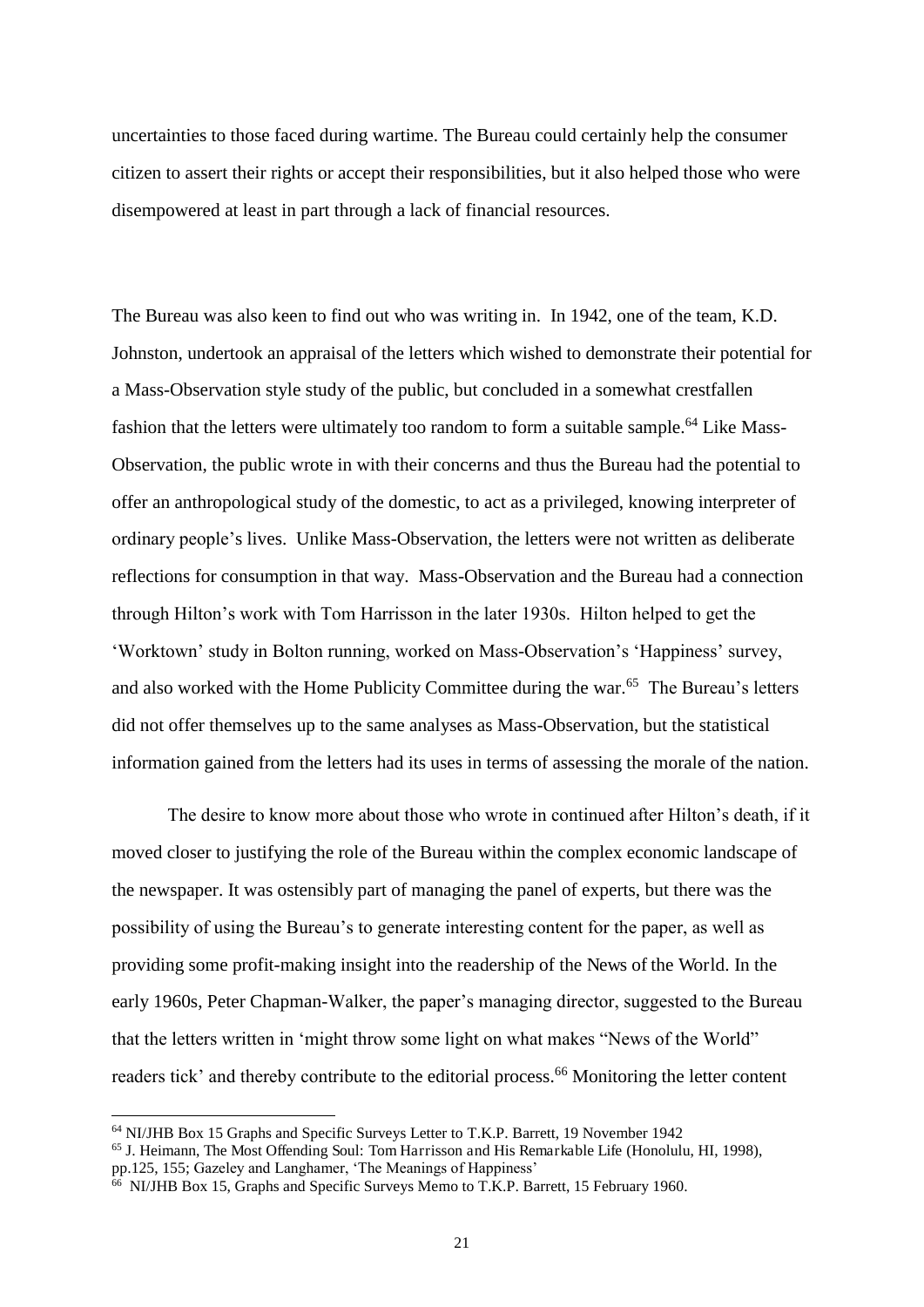uncertainties to those faced during wartime. The Bureau could certainly help the consumer citizen to assert their rights or accept their responsibilities, but it also helped those who were disempowered at least in part through a lack of financial resources.

The Bureau was also keen to find out who was writing in. In 1942, one of the team, K.D. Johnston, undertook an appraisal of the letters which wished to demonstrate their potential for a Mass-Observation style study of the public, but concluded in a somewhat crestfallen fashion that the letters were ultimately too random to form a suitable sample.[64] Like Mass-Observation, the public wrote in with their concerns and thus the Bureau had the potential to offer an anthropological study of the domestic, to act as a privileged, knowing interpreter of ordinary people's lives. Unlike Mass-Observation, the letters were not written as deliberate reflections for consumption in that way. Mass-Observation and the Bureau had a connection through Hilton's work with Tom Harrisson in the later 1930s. Hilton helped to get the 'Worktown' study in Bolton running, worked on Mass-Observation's 'Happiness' survey, and also worked with the Home Publicity Committee during the war.[65] The Bureau's letters did not offer themselves up to the same analyses as Mass-Observation, but the statistical information gained from the letters had its uses in terms of assessing the morale of the nation.

The desire to know more about those who wrote in continued after Hilton's death, if it moved closer to justifying the role of the Bureau within the complex economic landscape of the newspaper. It was ostensibly part of managing the panel of experts, but there was the possibility of using the Bureau's to generate interesting content for the paper, as well as providing some profit-making insight into the readership of the News of the World. In the early 1960s, Peter Chapman-Walker, the paper's managing director, suggested to the Bureau that the letters written in 'might throw some light on what makes "News of the World" readers tick' and thereby contribute to the editorial process.[66] Monitoring the letter content

---

[64] NI/JHB Box 15 Graphs and Specific Surveys Letter to T.K.P. Barrett, 19 November 1942

[65] J. Heimann, The Most Offending Soul: Tom Harrisson and His Remarkable Life (Honolulu, HI, 1998), pp.125, 155; Gazeley and Langhamer, 'The Meanings of Happiness'

[66] NI/JHB Box 15, Graphs and Specific Surveys Memo to T.K.P. Barrett, 15 February 1960.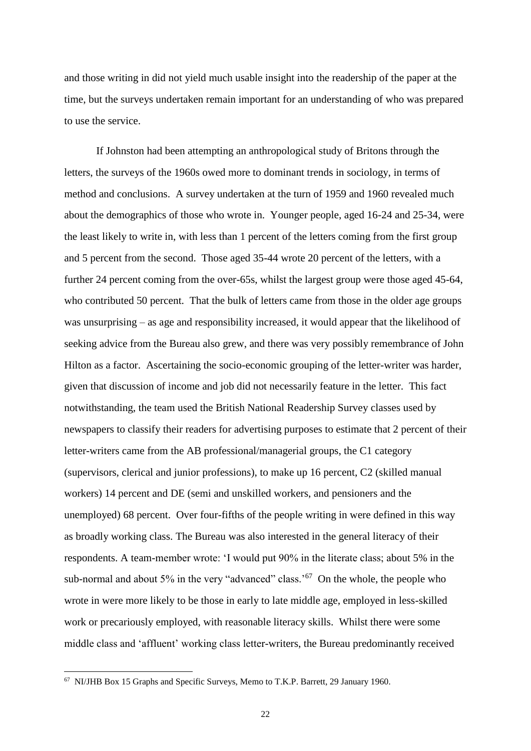and those writing in did not yield much usable insight into the readership of the paper at the time, but the surveys undertaken remain important for an understanding of who was prepared to use the service.

If Johnston had been attempting an anthropological study of Britons through the letters, the surveys of the 1960s owed more to dominant trends in sociology, in terms of method and conclusions. A survey undertaken at the turn of 1959 and 1960 revealed much about the demographics of those who wrote in. Younger people, aged 16-24 and 25-34, were the least likely to write in, with less than 1 percent of the letters coming from the first group and 5 percent from the second. Those aged 35-44 wrote 20 percent of the letters, with a further 24 percent coming from the over-65s, whilst the largest group were those aged 45-64, who contributed 50 percent. That the bulk of letters came from those in the older age groups was unsurprising – as age and responsibility increased, it would appear that the likelihood of seeking advice from the Bureau also grew, and there was very possibly remembrance of John Hilton as a factor. Ascertaining the socio-economic grouping of the letter-writer was harder, given that discussion of income and job did not necessarily feature in the letter. This fact notwithstanding, the team used the British National Readership Survey classes used by newspapers to classify their readers for advertising purposes to estimate that 2 percent of their letter-writers came from the AB professional/managerial groups, the C1 category (supervisors, clerical and junior professions), to make up 16 percent, C2 (skilled manual workers) 14 percent and DE (semi and unskilled workers, and pensioners and the unemployed) 68 percent. Over four-fifths of the people writing in were defined in this way as broadly working class. The Bureau was also interested in the general literacy of their respondents. A team-member wrote: 'I would put 90% in the literate class; about 5% in the sub-normal and about 5% in the very "advanced" class.'[67] On the whole, the people who wrote in were more likely to be those in early to late middle age, employed in less-skilled work or precariously employed, with reasonable literacy skills. Whilst there were some middle class and 'affluent' working class letter-writers, the Bureau predominantly received

[67] NI/JHB Box 15 Graphs and Specific Surveys, Memo to T.K.P. Barrett, 29 January 1960.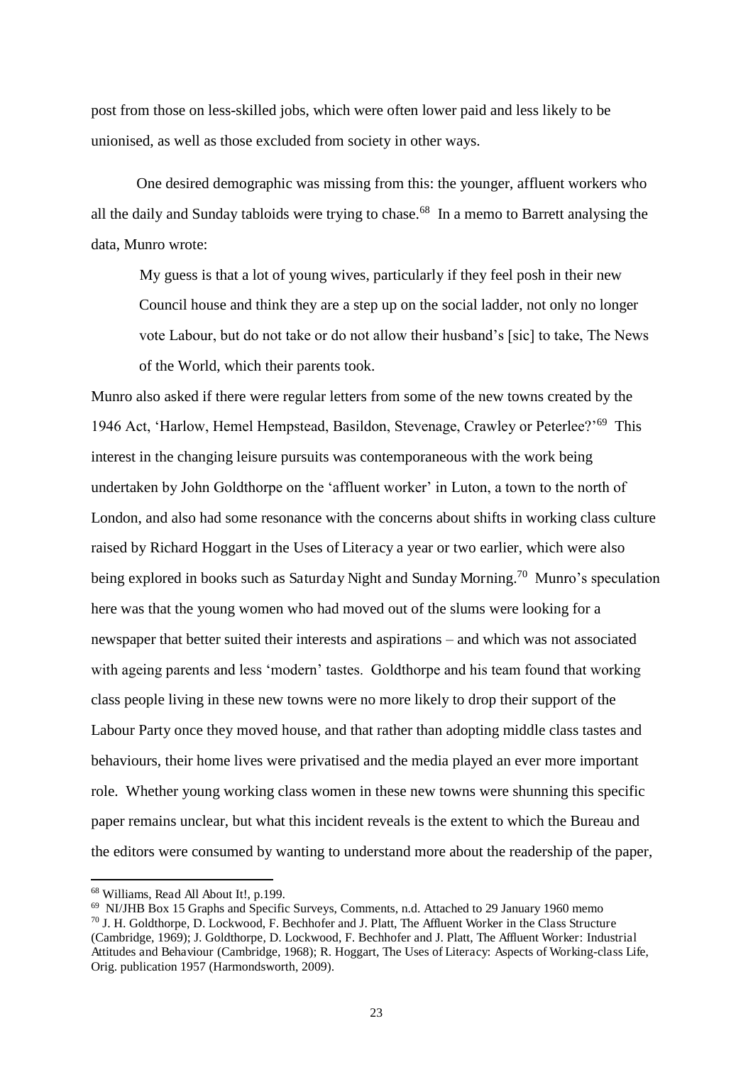post from those on less-skilled jobs, which were often lower paid and less likely to be unionised, as well as those excluded from society in other ways.

One desired demographic was missing from this: the younger, affluent workers who all the daily and Sunday tabloids were trying to chase.[68] In a memo to Barrett analysing the data, Munro wrote:

> My guess is that a lot of young wives, particularly if they feel posh in their new Council house and think they are a step up on the social ladder, not only no longer vote Labour, but do not take or do not allow their husband's [sic] to take, The News of the World, which their parents took.

Munro also asked if there were regular letters from some of the new towns created by the 1946 Act, 'Harlow, Hemel Hempstead, Basildon, Stevenage, Crawley or Peterlee?'[69] This interest in the changing leisure pursuits was contemporaneous with the work being undertaken by John Goldthorpe on the 'affluent worker' in Luton, a town to the north of London, and also had some resonance with the concerns about shifts in working class culture raised by Richard Hoggart in the Uses of Literacy a year or two earlier, which were also being explored in books such as Saturday Night and Sunday Morning.[70] Munro's speculation here was that the young women who had moved out of the slums were looking for a newspaper that better suited their interests and aspirations – and which was not associated with ageing parents and less 'modern' tastes. Goldthorpe and his team found that working class people living in these new towns were no more likely to drop their support of the Labour Party once they moved house, and that rather than adopting middle class tastes and behaviours, their home lives were privatised and the media played an ever more important role. Whether young working class women in these new towns were shunning this specific paper remains unclear, but what this incident reveals is the extent to which the Bureau and the editors were consumed by wanting to understand more about the readership of the paper,

---

[68] Williams, Read All About It!, p.199.

[69] NI/JHB Box 15 Graphs and Specific Surveys, Comments, n.d. Attached to 29 January 1960 memo

[70] J. H. Goldthorpe, D. Lockwood, F. Bechhofer and J. Platt, The Affluent Worker in the Class Structure (Cambridge, 1969); J. Goldthorpe, D. Lockwood, F. Bechhofer and J. Platt, The Affluent Worker: Industrial Attitudes and Behaviour (Cambridge, 1968); R. Hoggart, The Uses of Literacy: Aspects of Working-class Life, Orig. publication 1957 (Harmondsworth, 2009).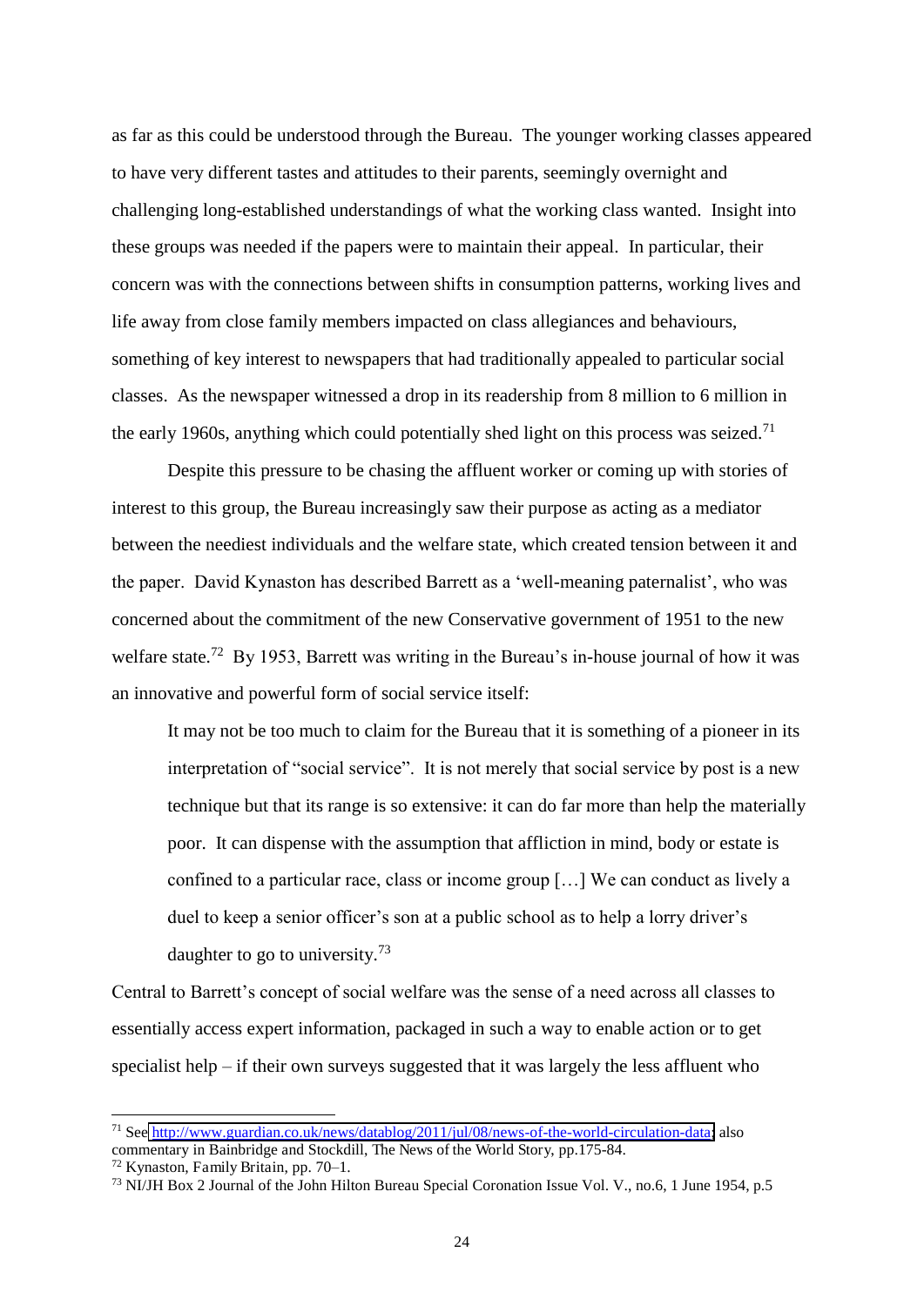as far as this could be understood through the Bureau. The younger working classes appeared to have very different tastes and attitudes to their parents, seemingly overnight and challenging long-established understandings of what the working class wanted. Insight into these groups was needed if the papers were to maintain their appeal. In particular, their concern was with the connections between shifts in consumption patterns, working lives and life away from close family members impacted on class allegiances and behaviours, something of key interest to newspapers that had traditionally appealed to particular social classes. As the newspaper witnessed a drop in its readership from 8 million to 6 million in the early 1960s, anything which could potentially shed light on this process was seized.[71]

Despite this pressure to be chasing the affluent worker or coming up with stories of interest to this group, the Bureau increasingly saw their purpose as acting as a mediator between the neediest individuals and the welfare state, which created tension between it and the paper. David Kynaston has described Barrett as a 'well-meaning paternalist', who was concerned about the commitment of the new Conservative government of 1951 to the new welfare state.[72] By 1953, Barrett was writing in the Bureau's in-house journal of how it was an innovative and powerful form of social service itself:

> It may not be too much to claim for the Bureau that it is something of a pioneer in its interpretation of "social service". It is not merely that social service by post is a new technique but that its range is so extensive: it can do far more than help the materially poor. It can dispense with the assumption that affliction in mind, body or estate is confined to a particular race, class or income group […] We can conduct as lively a duel to keep a senior officer's son at a public school as to help a lorry driver's daughter to go to university.[73]

Central to Barrett's concept of social welfare was the sense of a need across all classes to essentially access expert information, packaged in such a way to enable action or to get specialist help – if their own surveys suggested that it was largely the less affluent who

---

[71] See http://www.guardian.co.uk/news/datablog/2011/jul/08/news-of-the-world-circulation-data; also commentary in Bainbridge and Stockdill, The News of the World Story, pp.175-84.

[72] Kynaston, Family Britain, pp. 70–1.

[73] NI/JH Box 2 Journal of the John Hilton Bureau Special Coronation Issue Vol. V., no.6, 1 June 1954, p.5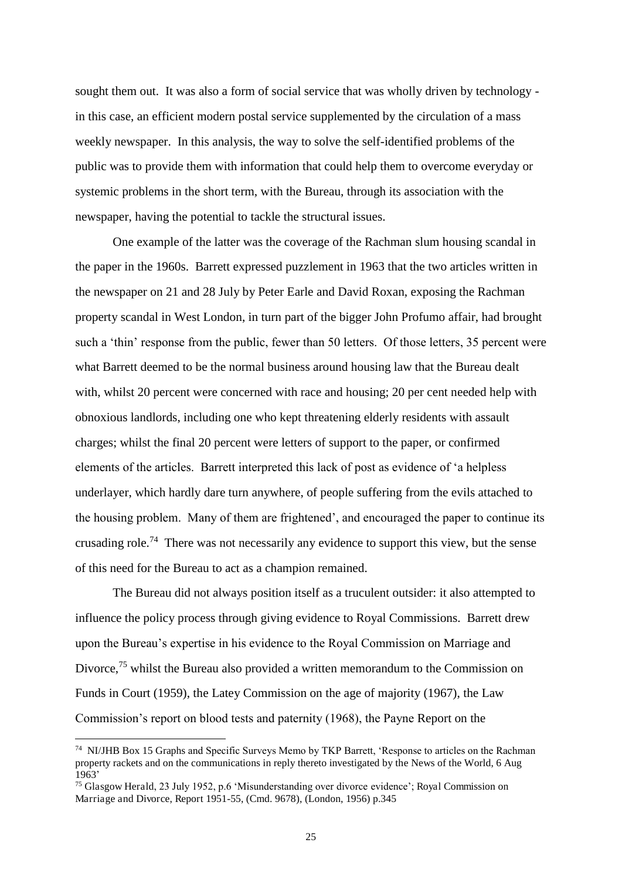sought them out. It was also a form of social service that was wholly driven by technology - in this case, an efficient modern postal service supplemented by the circulation of a mass weekly newspaper. In this analysis, the way to solve the self-identified problems of the public was to provide them with information that could help them to overcome everyday or systemic problems in the short term, with the Bureau, through its association with the newspaper, having the potential to tackle the structural issues.

One example of the latter was the coverage of the Rachman slum housing scandal in the paper in the 1960s. Barrett expressed puzzlement in 1963 that the two articles written in the newspaper on 21 and 28 July by Peter Earle and David Roxan, exposing the Rachman property scandal in West London, in turn part of the bigger John Profumo affair, had brought such a 'thin' response from the public, fewer than 50 letters. Of those letters, 35 percent were what Barrett deemed to be the normal business around housing law that the Bureau dealt with, whilst 20 percent were concerned with race and housing; 20 per cent needed help with obnoxious landlords, including one who kept threatening elderly residents with assault charges; whilst the final 20 percent were letters of support to the paper, or confirmed elements of the articles. Barrett interpreted this lack of post as evidence of 'a helpless underlayer, which hardly dare turn anywhere, of people suffering from the evils attached to the housing problem. Many of them are frightened', and encouraged the paper to continue its crusading role.[74] There was not necessarily any evidence to support this view, but the sense of this need for the Bureau to act as a champion remained.

The Bureau did not always position itself as a truculent outsider: it also attempted to influence the policy process through giving evidence to Royal Commissions. Barrett drew upon the Bureau's expertise in his evidence to the Royal Commission on Marriage and Divorce,[75] whilst the Bureau also provided a written memorandum to the Commission on Funds in Court (1959), the Latey Commission on the age of majority (1967), the Law Commission's report on blood tests and paternity (1968), the Payne Report on the

---

[74] NI/JHB Box 15 Graphs and Specific Surveys Memo by TKP Barrett, 'Response to articles on the Rachman property rackets and on the communications in reply thereto investigated by the News of the World, 6 Aug 1963'

[75] Glasgow Herald, 23 July 1952, p.6 'Misunderstanding over divorce evidence'; Royal Commission on Marriage and Divorce, Report 1951-55, (Cmd. 9678), (London, 1956) p.345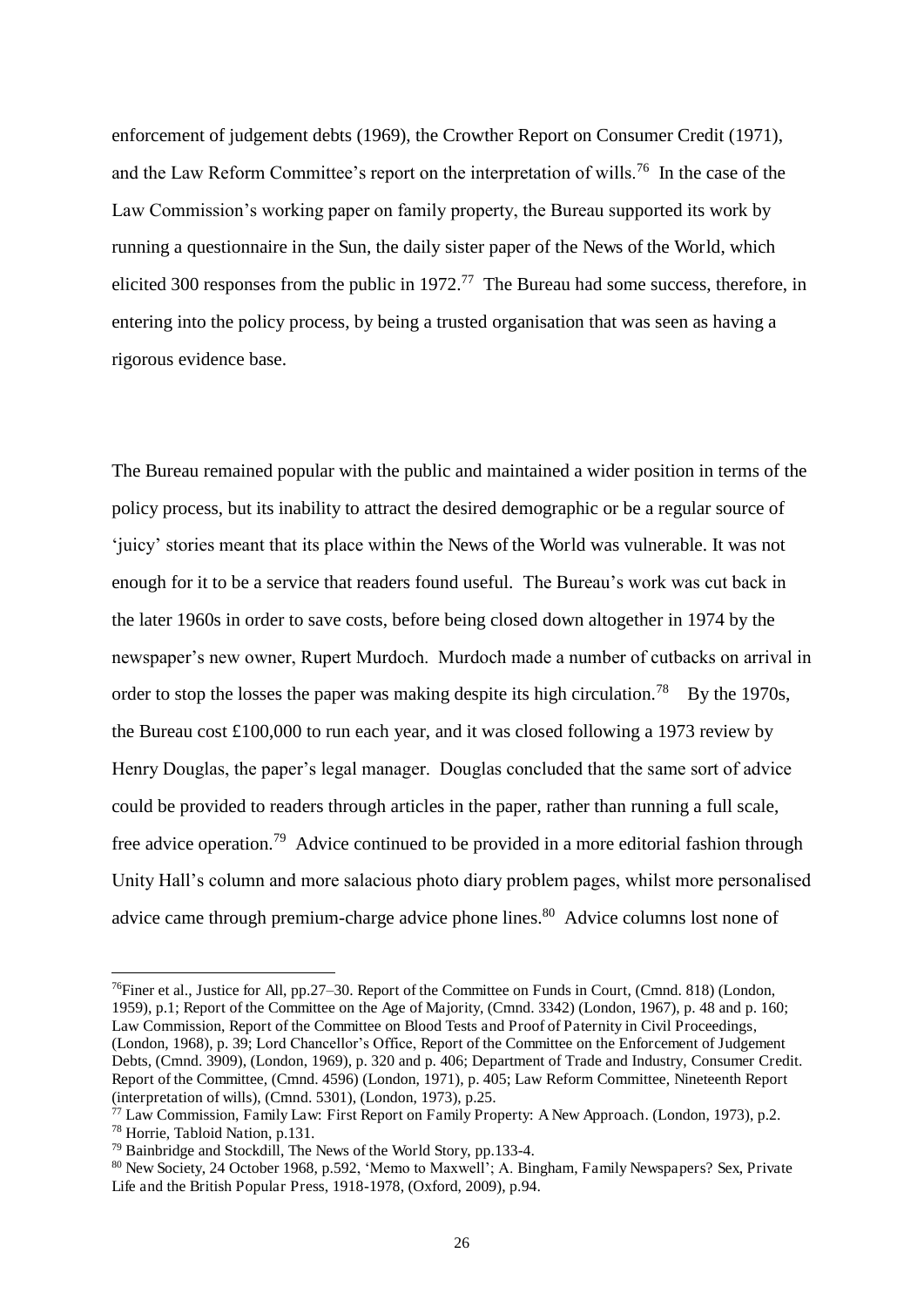enforcement of judgement debts (1969), the Crowther Report on Consumer Credit (1971), and the Law Reform Committee's report on the interpretation of wills.[76] In the case of the Law Commission's working paper on family property, the Bureau supported its work by running a questionnaire in the Sun, the daily sister paper of the News of the World, which elicited 300 responses from the public in 1972.[77] The Bureau had some success, therefore, in entering into the policy process, by being a trusted organisation that was seen as having a rigorous evidence base.

The Bureau remained popular with the public and maintained a wider position in terms of the policy process, but its inability to attract the desired demographic or be a regular source of 'juicy' stories meant that its place within the News of the World was vulnerable. It was not enough for it to be a service that readers found useful. The Bureau's work was cut back in the later 1960s in order to save costs, before being closed down altogether in 1974 by the newspaper's new owner, Rupert Murdoch. Murdoch made a number of cutbacks on arrival in order to stop the losses the paper was making despite its high circulation.[78] By the 1970s, the Bureau cost £100,000 to run each year, and it was closed following a 1973 review by Henry Douglas, the paper's legal manager. Douglas concluded that the same sort of advice could be provided to readers through articles in the paper, rather than running a full scale, free advice operation.[79] Advice continued to be provided in a more editorial fashion through Unity Hall's column and more salacious photo diary problem pages, whilst more personalised advice came through premium-charge advice phone lines.[80] Advice columns lost none of

---

[76] Finer et al., Justice for All, pp.27–30. Report of the Committee on Funds in Court, (Cmnd. 818) (London, 1959), p.1; Report of the Committee on the Age of Majority, (Cmnd. 3342) (London, 1967), p. 48 and p. 160; Law Commission, Report of the Committee on Blood Tests and Proof of Paternity in Civil Proceedings, (London, 1968), p. 39; Lord Chancellor's Office, Report of the Committee on the Enforcement of Judgement Debts, (Cmnd. 3909), (London, 1969), p. 320 and p. 406; Department of Trade and Industry, Consumer Credit. Report of the Committee, (Cmnd. 4596) (London, 1971), p. 405; Law Reform Committee, Nineteenth Report (interpretation of wills), (Cmnd. 5301), (London, 1973), p.25.

[77] Law Commission, Family Law: First Report on Family Property: A New Approach. (London, 1973), p.2.

[78] Horrie, Tabloid Nation, p.131.

[79] Bainbridge and Stockdill, The News of the World Story, pp.133-4.

[80] New Society, 24 October 1968, p.592, 'Memo to Maxwell'; A. Bingham, Family Newspapers? Sex, Private Life and the British Popular Press, 1918-1978, (Oxford, 2009), p.94.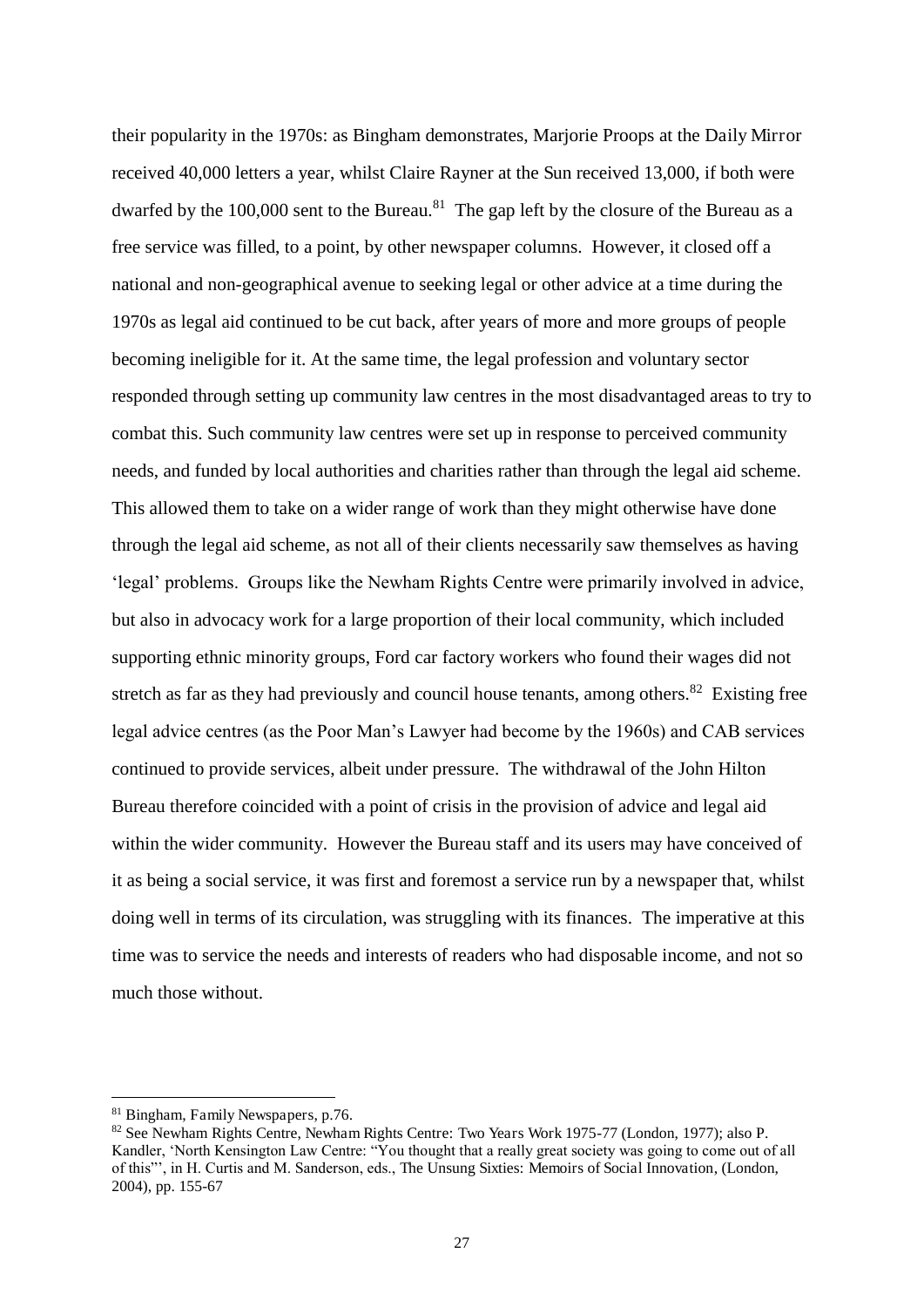their popularity in the 1970s: as Bingham demonstrates, Marjorie Proops at the *Daily Mirror* received 40,000 letters a year, whilst Claire Rayner at the *Sun* received 13,000, if both were dwarfed by the 100,000 sent to the Bureau.[81] The gap left by the closure of the Bureau as a free service was filled, to a point, by other newspaper columns. However, it closed off a national and non-geographical avenue to seeking legal or other advice at a time during the 1970s as legal aid continued to be cut back, after years of more and more groups of people becoming ineligible for it. At the same time, the legal profession and voluntary sector responded through setting up community law centres in the most disadvantaged areas to try to combat this. Such community law centres were set up in response to perceived community needs, and funded by local authorities and charities rather than through the legal aid scheme. This allowed them to take on a wider range of work than they might otherwise have done through the legal aid scheme, as not all of their clients necessarily saw themselves as having 'legal' problems. Groups like the Newham Rights Centre were primarily involved in advice, but also in advocacy work for a large proportion of their local community, which included supporting ethnic minority groups, Ford car factory workers who found their wages did not stretch as far as they had previously and council house tenants, among others.[82] Existing free legal advice centres (as the Poor Man's Lawyer had become by the 1960s) and CAB services continued to provide services, albeit under pressure. The withdrawal of the John Hilton Bureau therefore coincided with a point of crisis in the provision of advice and legal aid within the wider community. However the Bureau staff and its users may have conceived of it as being a social service, it was first and foremost a service run by a newspaper that, whilst doing well in terms of its circulation, was struggling with its finances. The imperative at this time was to service the needs and interests of readers who had disposable income, and not so much those without.

---

[81] Bingham, *Family Newspapers*, p.76.

[82] See Newham Rights Centre, *Newham Rights Centre: Two Years Work 1975-77* (London, 1977); also P. Kandler, 'North Kensington Law Centre: "You thought that a really great society was going to come out of all of this"', in H. Curtis and M. Sanderson, eds., *The Unsung Sixties: Memoirs of Social Innovation*, (London, 2004), pp. 155-67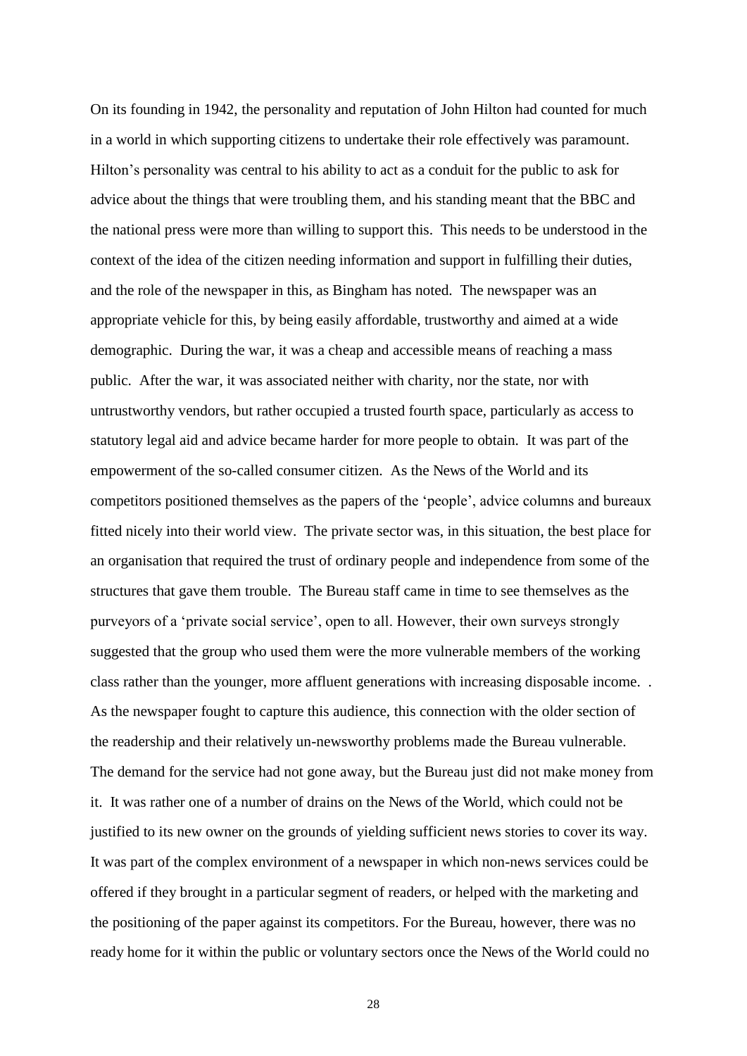On its founding in 1942, the personality and reputation of John Hilton had counted for much in a world in which supporting citizens to undertake their role effectively was paramount. Hilton's personality was central to his ability to act as a conduit for the public to ask for advice about the things that were troubling them, and his standing meant that the BBC and the national press were more than willing to support this. This needs to be understood in the context of the idea of the citizen needing information and support in fulfilling their duties, and the role of the newspaper in this, as Bingham has noted. The newspaper was an appropriate vehicle for this, by being easily affordable, trustworthy and aimed at a wide demographic. During the war, it was a cheap and accessible means of reaching a mass public. After the war, it was associated neither with charity, nor the state, nor with untrustworthy vendors, but rather occupied a trusted fourth space, particularly as access to statutory legal aid and advice became harder for more people to obtain. It was part of the empowerment of the so-called consumer citizen. As the News of the World and its competitors positioned themselves as the papers of the 'people', advice columns and bureaux fitted nicely into their world view. The private sector was, in this situation, the best place for an organisation that required the trust of ordinary people and independence from some of the structures that gave them trouble. The Bureau staff came in time to see themselves as the purveyors of a 'private social service', open to all. However, their own surveys strongly suggested that the group who used them were the more vulnerable members of the working class rather than the younger, more affluent generations with increasing disposable income. . As the newspaper fought to capture this audience, this connection with the older section of the readership and their relatively un-newsworthy problems made the Bureau vulnerable. The demand for the service had not gone away, but the Bureau just did not make money from it. It was rather one of a number of drains on the News of the World, which could not be justified to its new owner on the grounds of yielding sufficient news stories to cover its way. It was part of the complex environment of a newspaper in which non-news services could be offered if they brought in a particular segment of readers, or helped with the marketing and the positioning of the paper against its competitors. For the Bureau, however, there was no ready home for it within the public or voluntary sectors once the News of the World could no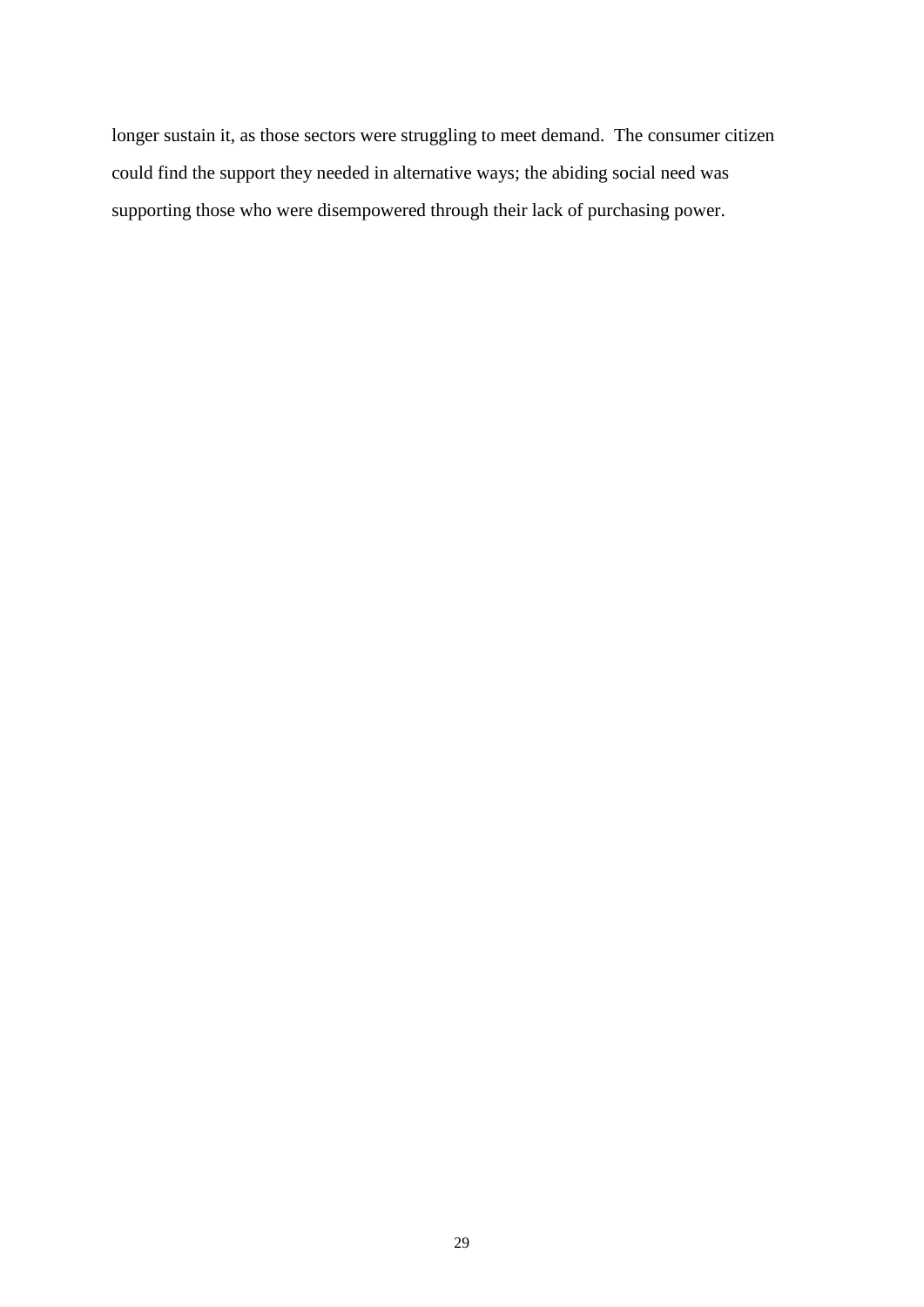longer sustain it, as those sectors were struggling to meet demand. The consumer citizen could find the support they needed in alternative ways; the abiding social need was supporting those who were disempowered through their lack of purchasing power.